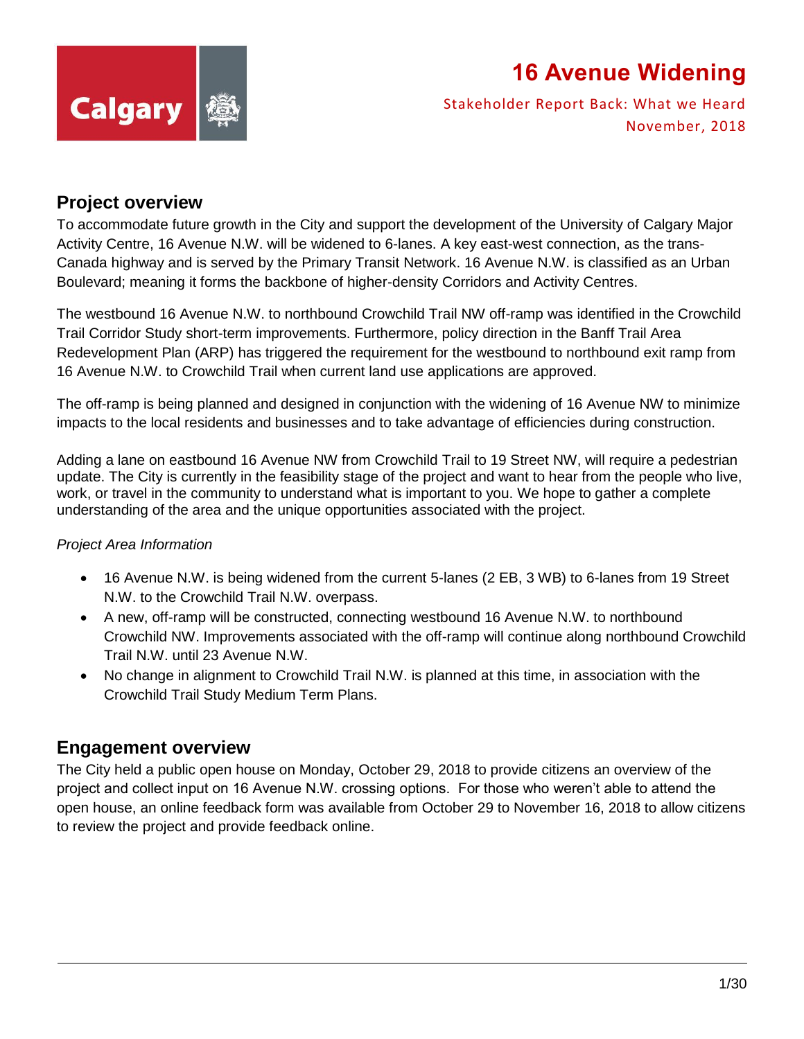# 16 Avenue Widening

Stakeholder Report Back: What we Heard
November, 2018

## Project overview

To accommodate future growth in the City and support the development of the University of Calgary Major Activity Centre, 16 Avenue N.W. will be widened to 6-lanes. A key east-west connection, as the trans-Canada highway and is served by the Primary Transit Network. 16 Avenue N.W. is classified as an Urban Boulevard; meaning it forms the backbone of higher-density Corridors and Activity Centres.

The westbound 16 Avenue N.W. to northbound Crowchild Trail NW off-ramp was identified in the Crowchild Trail Corridor Study short-term improvements. Furthermore, policy direction in the Banff Trail Area Redevelopment Plan (ARP) has triggered the requirement for the westbound to northbound exit ramp from 16 Avenue N.W. to Crowchild Trail when current land use applications are approved.

The off-ramp is being planned and designed in conjunction with the widening of 16 Avenue NW to minimize impacts to the local residents and businesses and to take advantage of efficiencies during construction.

Adding a lane on eastbound 16 Avenue NW from Crowchild Trail to 19 Street NW, will require a pedestrian update. The City is currently in the feasibility stage of the project and want to hear from the people who live, work, or travel in the community to understand what is important to you. We hope to gather a complete understanding of the area and the unique opportunities associated with the project.

*Project Area Information*

- 16 Avenue N.W. is being widened from the current 5-lanes (2 EB, 3 WB) to 6-lanes from 19 Street N.W. to the Crowchild Trail N.W. overpass.
- A new, off-ramp will be constructed, connecting westbound 16 Avenue N.W. to northbound Crowchild NW. Improvements associated with the off-ramp will continue along northbound Crowchild Trail N.W. until 23 Avenue N.W.
- No change in alignment to Crowchild Trail N.W. is planned at this time, in association with the Crowchild Trail Study Medium Term Plans.

## Engagement overview

The City held a public open house on Monday, October 29, 2018 to provide citizens an overview of the project and collect input on 16 Avenue N.W. crossing options. For those who weren't able to attend the open house, an online feedback form was available from October 29 to November 16, 2018 to allow citizens to review the project and provide feedback online.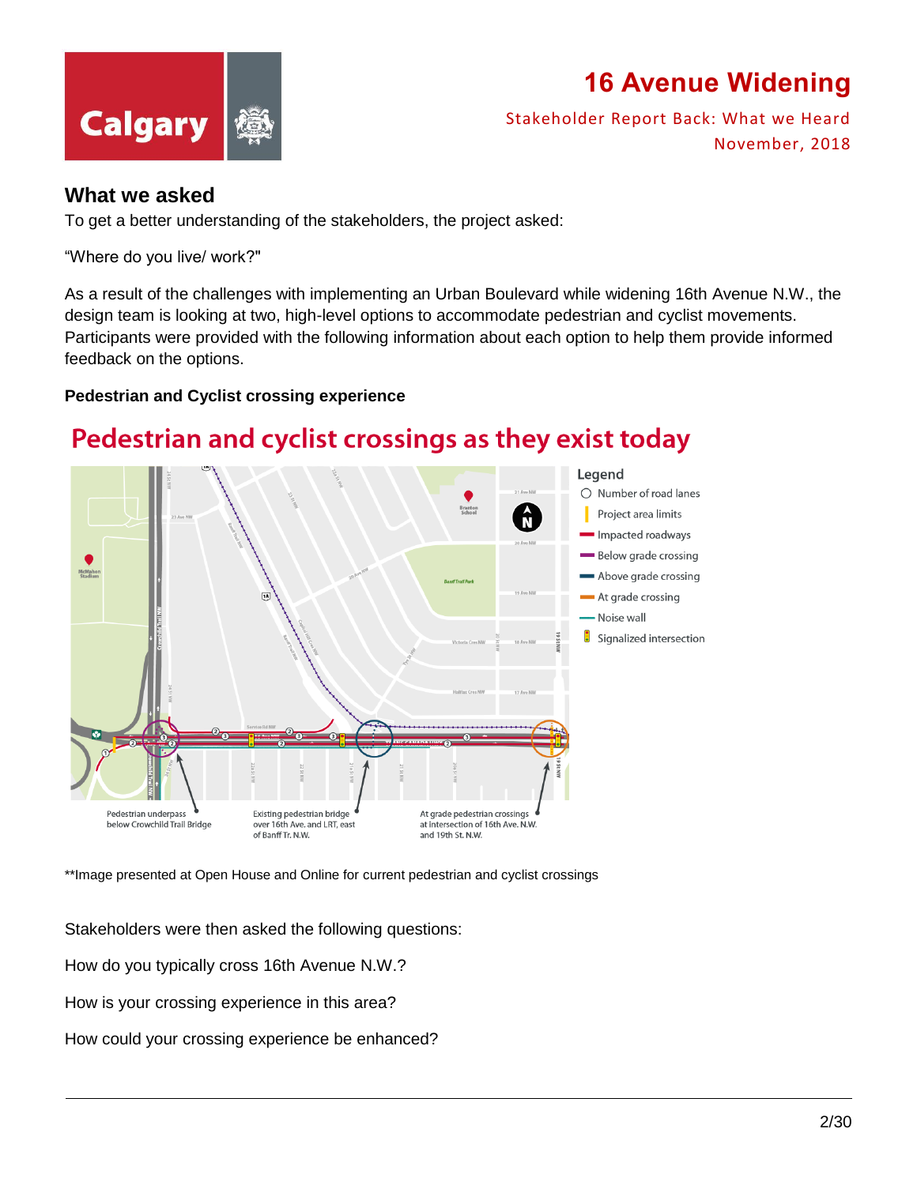## What we asked

To get a better understanding of the stakeholders, the project asked:

"Where do you live/ work?"

As a result of the challenges with implementing an Urban Boulevard while widening 16th Avenue N.W., the design team is looking at two, high-level options to accommodate pedestrian and cyclist movements. Participants were provided with the following information about each option to help them provide informed feedback on the options.

**Pedestrian and Cyclist crossing experience**

**Pedestrian and cyclist crossings as they exist today**

Legend
- Number of road lanes
- Project area limits
- Impacted roadways
- Below grade crossing
- Above grade crossing
- At grade crossing
- Noise wall
- Signalized intersection

Pedestrian underpass below Crowchild Trail Bridge

Existing pedestrian bridge over 16th Ave. and LRT, east of Banff Tr. N.W.

At grade pedestrian crossings at intersection of 16th Ave. N.W. and 19th St. N.W.

**Image presented at Open House and Online for current pedestrian and cyclist crossings

Stakeholders were then asked the following questions:

How do you typically cross 16th Avenue N.W.?

How is your crossing experience in this area?

How could your crossing experience be enhanced?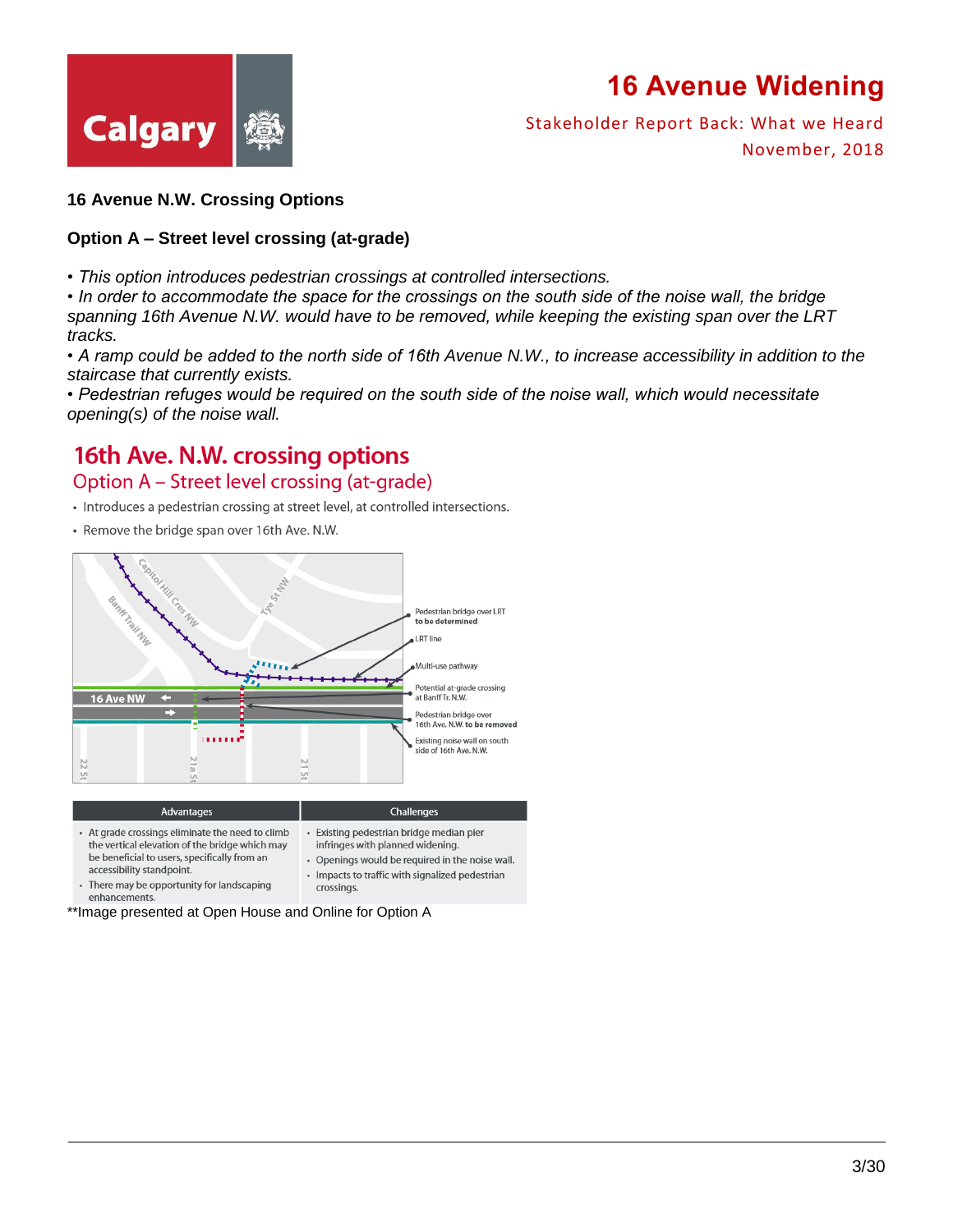**16 Avenue N.W. Crossing Options**

**Option A – Street level crossing (at-grade)**

- *This option introduces pedestrian crossings at controlled intersections.*
- *In order to accommodate the space for the crossings on the south side of the noise wall, the bridge spanning 16th Avenue N.W. would have to be removed, while keeping the existing span over the LRT tracks.*
- *A ramp could be added to the north side of 16th Avenue N.W., to increase accessibility in addition to the staircase that currently exists.*
- *Pedestrian refuges would be required on the south side of the noise wall, which would necessitate opening(s) of the noise wall.*

## 16th Ave. N.W. crossing options

### Option A – Street level crossing (at-grade)

- Introduces a pedestrian crossing at street level, at controlled intersections.
- Remove the bridge span over 16th Ave. N.W.

Capitol Hill Cres NW
Tye St NW
Banff Trail NW
16 Ave NW
22 St
21a St
21 St

Pedestrian bridge over LRT **to be determined**
LRT line
Multi-use pathway
Potential at-grade crossing at Banff Tr. N.W.
Pedestrian bridge over 16th Ave. N.W. **to be removed**
Existing noise wall on south side of 16th Ave. N.W.

| Advantages | Challenges |
|---|---|
| • At grade crossings eliminate the need to climb the vertical elevation of the bridge which may be beneficial to users, specifically from an accessibility standpoint.<br>• There may be opportunity for landscaping enhancements. | • Existing pedestrian bridge median pier infringes with planned widening.<br>• Openings would be required in the noise wall.<br>• Impacts to traffic with signalized pedestrian crossings. |

**Image presented at Open House and Online for Option A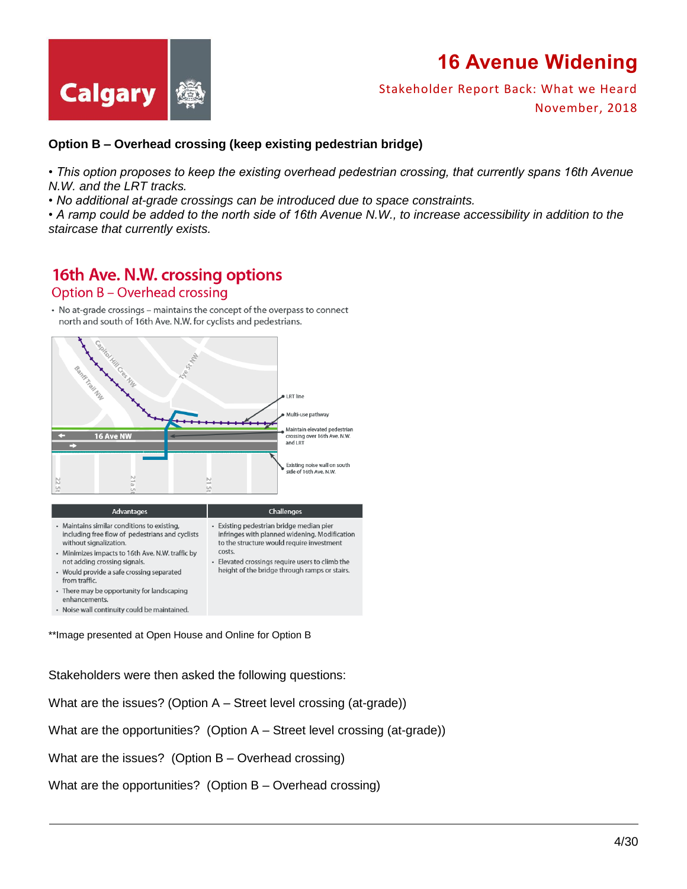**Option B – Overhead crossing (keep existing pedestrian bridge)**

• *This option proposes to keep the existing overhead pedestrian crossing, that currently spans 16th Avenue N.W. and the LRT tracks.*
• *No additional at-grade crossings can be introduced due to space constraints.*
• *A ramp could be added to the north side of 16th Avenue N.W., to increase accessibility in addition to the staircase that currently exists.*

## 16th Ave. N.W. crossing options

### Option B – Overhead crossing

- No at-grade crossings – maintains the concept of the overpass to connect north and south of 16th Ave. N.W. for cyclists and pedestrians.

Capitol Hill Cres NW
Banff Trail NW
Tye St NW
16 Ave NW
22 St
21a St
21 St

LRT line
Multi-use pathway
Maintain elevated pedestrian crossing over 16th Ave. N.W. and LRT
Existing noise wall on south side of 16th Ave. N.W.

| Advantages | Challenges |
|---|---|
| • Maintains similar conditions to existing, including free flow of pedestrians and cyclists without signalization.<br>• Minimizes impacts to 16th Ave. N.W. traffic by not adding crossing signals.<br>• Would provide a safe crossing separated from traffic.<br>• There may be opportunity for landscaping enhancements.<br>• Noise wall continuity could be maintained. | • Existing pedestrian bridge median pier infringes with planned widening. Modification to the structure would require investment costs.<br>• Elevated crossings require users to climb the height of the bridge through ramps or stairs. |

**Image presented at Open House and Online for Option B

Stakeholders were then asked the following questions:

What are the issues? (Option A – Street level crossing (at-grade))

What are the opportunities? (Option A – Street level crossing (at-grade))

What are the issues? (Option B – Overhead crossing)

What are the opportunities? (Option B – Overhead crossing)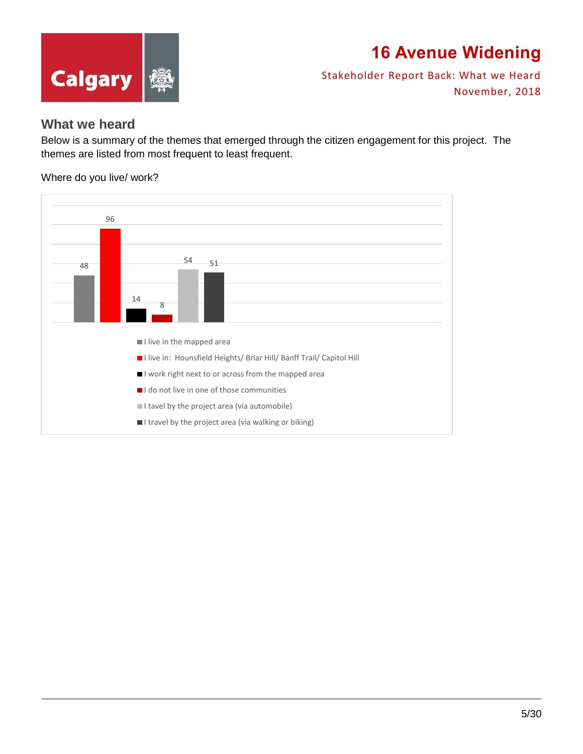## What we heard

Below is a summary of the themes that emerged through the citizen engagement for this project. The themes are listed from most frequent to least frequent.

Where do you live/ work?

| Response | Count |
|---|---|
| I live in the mapped area | 48 |
| I live in: Hounsfield Heights/ Briar Hill/ Banff Trail/ Capitol Hill | 96 |
| I work right next to or across from the mapped area | 14 |
| I do not live in one of those communities | 8 |
| I tavel by the project area (via automobile) | 54 |
| I travel by the project area (via walking or biking) | 51 |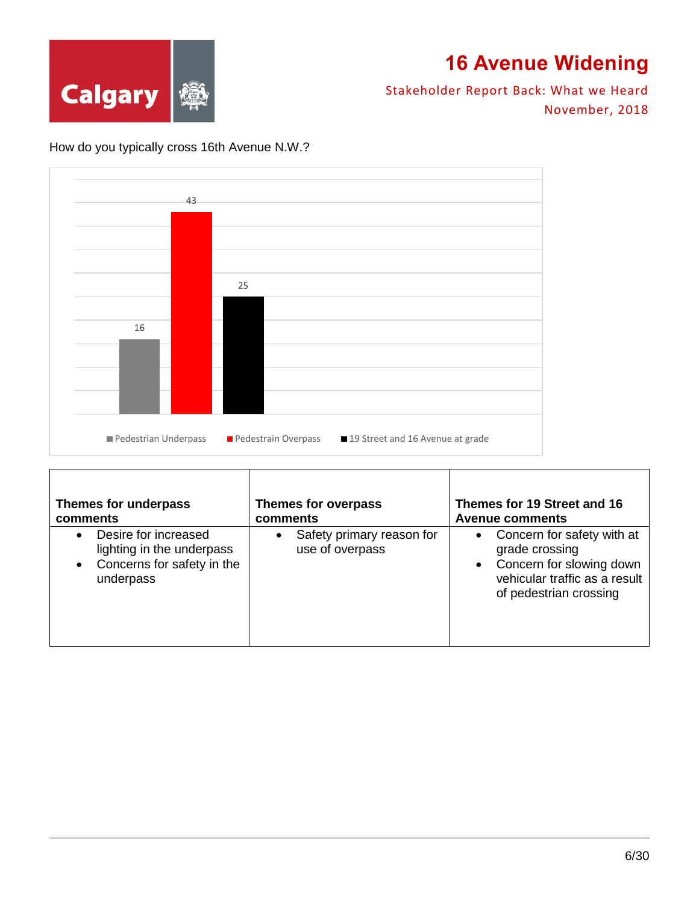How do you typically cross 16th Avenue N.W.?

| Crossing method | Responses |
|---|---|
| Pedestrian Underpass | 16 |
| Pedestrain Overpass | 43 |
| 19 Street and 16 Avenue at grade | 25 |

| Themes for underpass comments | Themes for overpass comments | Themes for 19 Street and 16 Avenue comments |
|---|---|---|
| • Desire for increased lighting in the underpass<br>• Concerns for safety in the underpass | • Safety primary reason for use of overpass | • Concern for safety with at grade crossing<br>• Concern for slowing down vehicular traffic as a result of pedestrian crossing |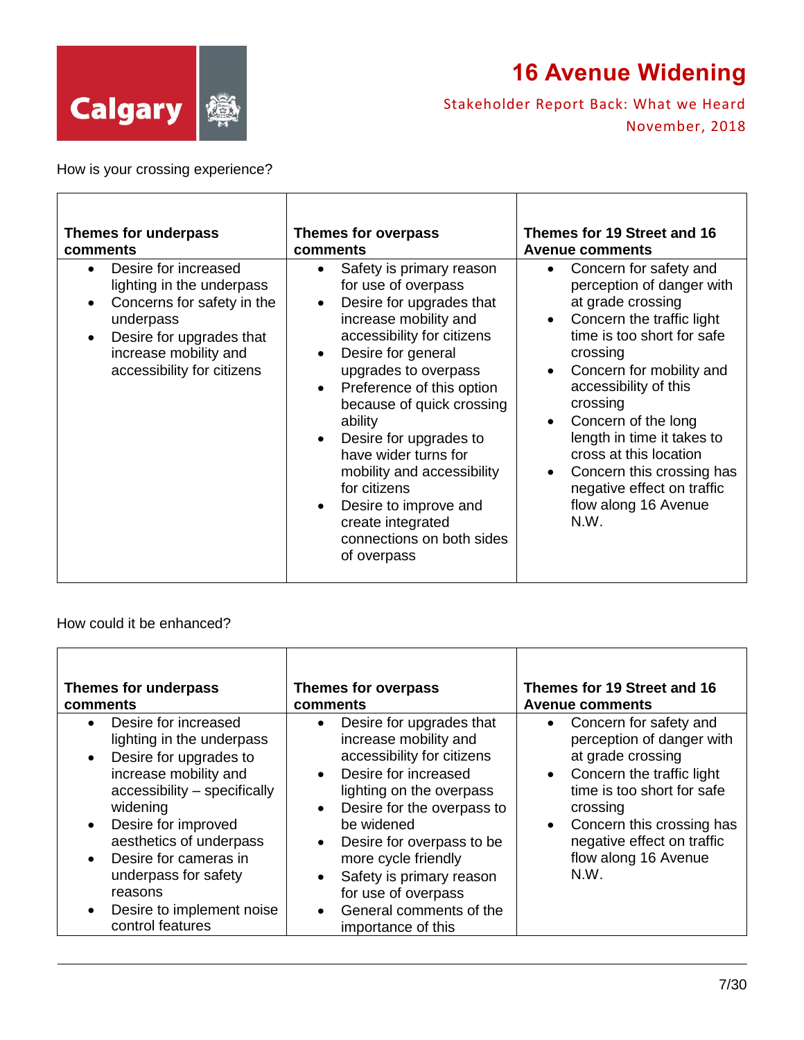How is your crossing experience?

| Themes for underpass comments | Themes for overpass comments | Themes for 19 Street and 16 Avenue comments |
|---|---|---|
| • Desire for increased lighting in the underpass<br>• Concerns for safety in the underpass<br>• Desire for upgrades that increase mobility and accessibility for citizens | • Safety is primary reason for use of overpass<br>• Desire for upgrades that increase mobility and accessibility for citizens<br>• Desire for general upgrades to overpass<br>• Preference of this option because of quick crossing ability<br>• Desire for upgrades to have wider turns for mobility and accessibility for citizens<br>• Desire to improve and create integrated connections on both sides of overpass | • Concern for safety and perception of danger with at grade crossing<br>• Concern the traffic light time is too short for safe crossing<br>• Concern for mobility and accessibility of this crossing<br>• Concern of the long length in time it takes to cross at this location<br>• Concern this crossing has negative effect on traffic flow along 16 Avenue N.W. |

How could it be enhanced?

| Themes for underpass comments | Themes for overpass comments | Themes for 19 Street and 16 Avenue comments |
|---|---|---|
| • Desire for increased lighting in the underpass<br>• Desire for upgrades to increase mobility and accessibility – specifically widening<br>• Desire for improved aesthetics of underpass<br>• Desire for cameras in underpass for safety reasons<br>• Desire to implement noise control features | • Desire for upgrades that increase mobility and accessibility for citizens<br>• Desire for increased lighting on the overpass<br>• Desire for the overpass to be widened<br>• Desire for overpass to be more cycle friendly<br>• Safety is primary reason for use of overpass<br>• General comments of the importance of this | • Concern for safety and perception of danger with at grade crossing<br>• Concern the traffic light time is too short for safe crossing<br>• Concern this crossing has negative effect on traffic flow along 16 Avenue N.W. |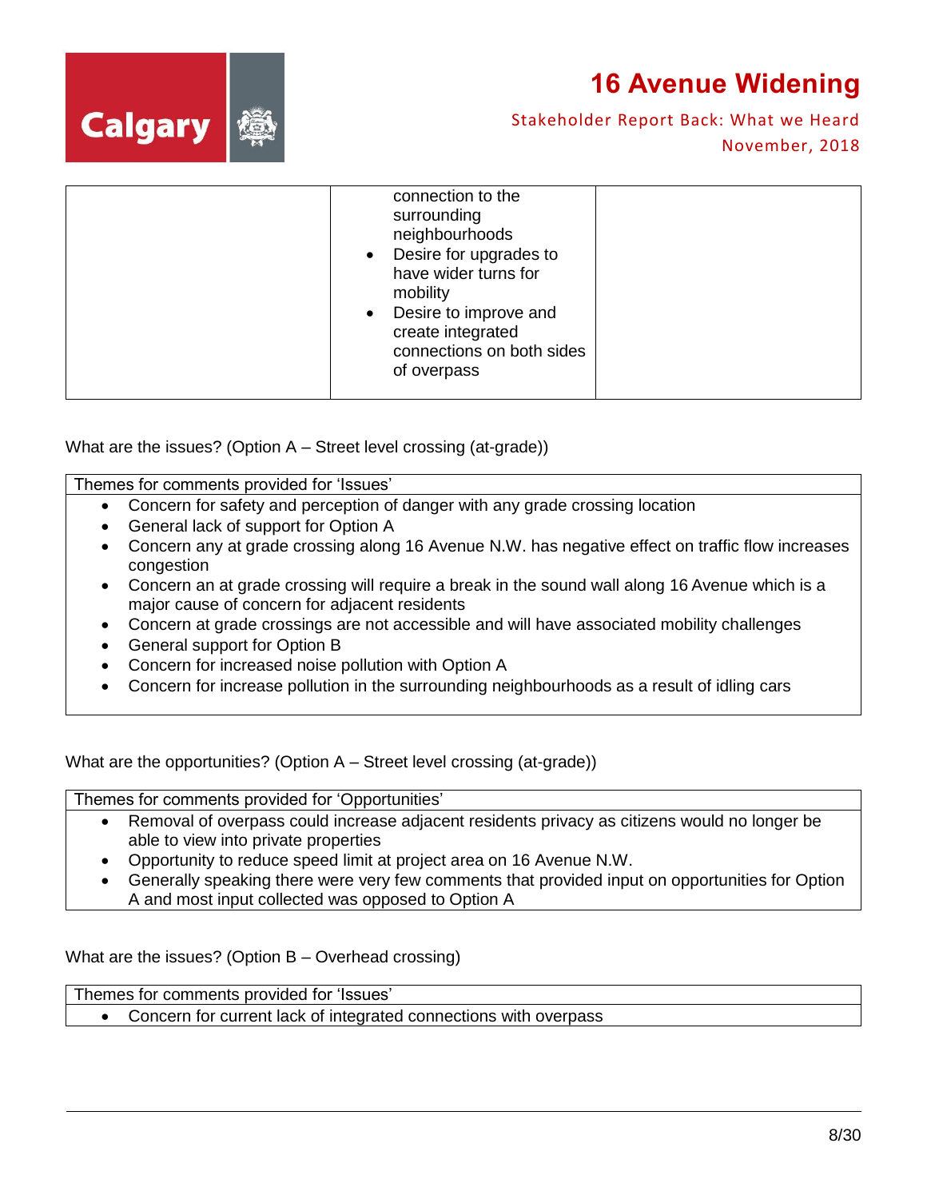| | | |
|---|---|---|
| | connection to the surrounding neighbourhoods<br>• Desire for upgrades to have wider turns for mobility<br>• Desire to improve and create integrated connections on both sides of overpass | |

What are the issues? (Option A – Street level crossing (at-grade))

| Themes for comments provided for 'Issues' |
|---|
| • Concern for safety and perception of danger with any grade crossing location<br>• General lack of support for Option A<br>• Concern any at grade crossing along 16 Avenue N.W. has negative effect on traffic flow increases congestion<br>• Concern an at grade crossing will require a break in the sound wall along 16 Avenue which is a major cause of concern for adjacent residents<br>• Concern at grade crossings are not accessible and will have associated mobility challenges<br>• General support for Option B<br>• Concern for increased noise pollution with Option A<br>• Concern for increase pollution in the surrounding neighbourhoods as a result of idling cars |

What are the opportunities? (Option A – Street level crossing (at-grade))

| Themes for comments provided for 'Opportunities' |
|---|
| • Removal of overpass could increase adjacent residents privacy as citizens would no longer be able to view into private properties<br>• Opportunity to reduce speed limit at project area on 16 Avenue N.W.<br>• Generally speaking there were very few comments that provided input on opportunities for Option A and most input collected was opposed to Option A |

What are the issues? (Option B – Overhead crossing)

| Themes for comments provided for 'Issues' |
|---|
| • Concern for current lack of integrated connections with overpass |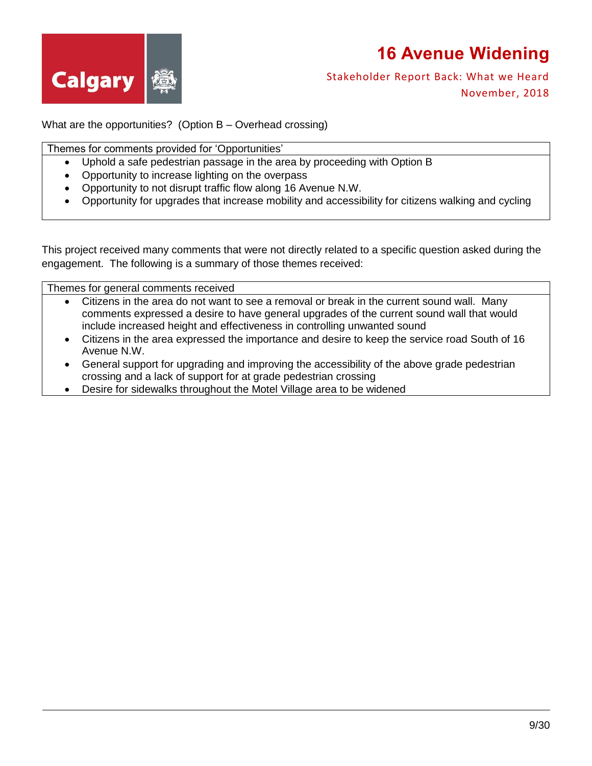What are the opportunities? (Option B – Overhead crossing)

| Themes for comments provided for 'Opportunities' |
|---|
| • Uphold a safe pedestrian passage in the area by proceeding with Option B<br>• Opportunity to increase lighting on the overpass<br>• Opportunity to not disrupt traffic flow along 16 Avenue N.W.<br>• Opportunity for upgrades that increase mobility and accessibility for citizens walking and cycling |

This project received many comments that were not directly related to a specific question asked during the engagement. The following is a summary of those themes received:

| Themes for general comments received |
|---|
| • Citizens in the area do not want to see a removal or break in the current sound wall. Many comments expressed a desire to have general upgrades of the current sound wall that would include increased height and effectiveness in controlling unwanted sound<br>• Citizens in the area expressed the importance and desire to keep the service road South of 16 Avenue N.W.<br>• General support for upgrading and improving the accessibility of the above grade pedestrian crossing and a lack of support for at grade pedestrian crossing<br>• Desire for sidewalks throughout the Motel Village area to be widened |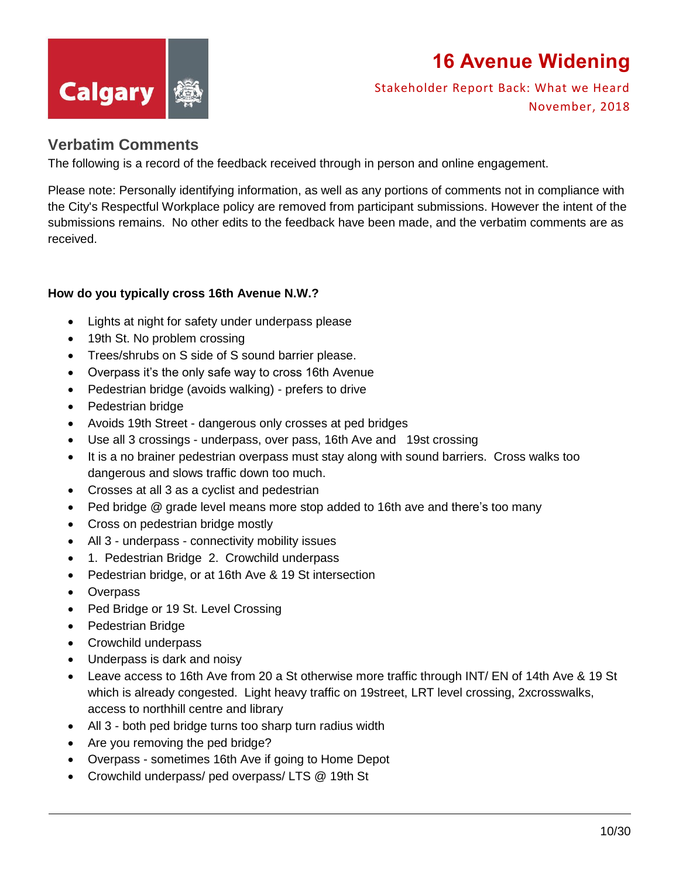## Verbatim Comments

The following is a record of the feedback received through in person and online engagement.

Please note: Personally identifying information, as well as any portions of comments not in compliance with the City's Respectful Workplace policy are removed from participant submissions. However the intent of the submissions remains. No other edits to the feedback have been made, and the verbatim comments are as received.

**How do you typically cross 16th Avenue N.W.?**

- Lights at night for safety under underpass please
- 19th St. No problem crossing
- Trees/shrubs on S side of S sound barrier please.
- Overpass it's the only safe way to cross 16th Avenue
- Pedestrian bridge (avoids walking) - prefers to drive
- Pedestrian bridge
- Avoids 19th Street - dangerous only crosses at ped bridges
- Use all 3 crossings - underpass, over pass, 16th Ave and 19st crossing
- It is a no brainer pedestrian overpass must stay along with sound barriers. Cross walks too dangerous and slows traffic down too much.
- Crosses at all 3 as a cyclist and pedestrian
- Ped bridge @ grade level means more stop added to 16th ave and there's too many
- Cross on pedestrian bridge mostly
- All 3 - underpass - connectivity mobility issues
- 1. Pedestrian Bridge 2. Crowchild underpass
- Pedestrian bridge, or at 16th Ave & 19 St intersection
- Overpass
- Ped Bridge or 19 St. Level Crossing
- Pedestrian Bridge
- Crowchild underpass
- Underpass is dark and noisy
- Leave access to 16th Ave from 20 a St otherwise more traffic through INT/ EN of 14th Ave & 19 St which is already congested. Light heavy traffic on 19street, LRT level crossing, 2xcrosswalks, access to northhill centre and library
- All 3 - both ped bridge turns too sharp turn radius width
- Are you removing the ped bridge?
- Overpass - sometimes 16th Ave if going to Home Depot
- Crowchild underpass/ ped overpass/ LTS @ 19th St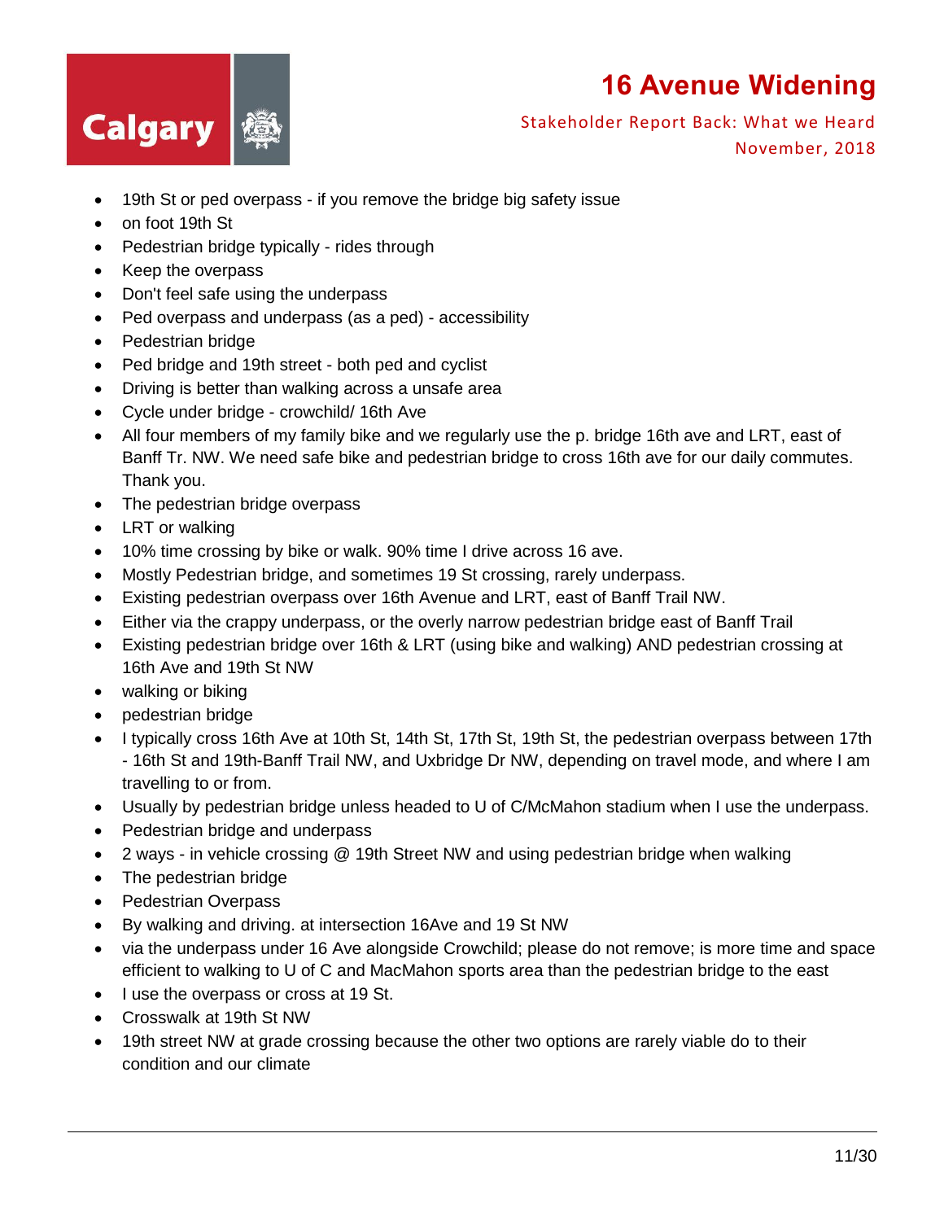- 19th St or ped overpass - if you remove the bridge big safety issue
- on foot 19th St
- Pedestrian bridge typically - rides through
- Keep the overpass
- Don't feel safe using the underpass
- Ped overpass and underpass (as a ped) - accessibility
- Pedestrian bridge
- Ped bridge and 19th street - both ped and cyclist
- Driving is better than walking across a unsafe area
- Cycle under bridge - crowchild/ 16th Ave
- All four members of my family bike and we regularly use the p. bridge 16th ave and LRT, east of Banff Tr. NW. We need safe bike and pedestrian bridge to cross 16th ave for our daily commutes. Thank you.
- The pedestrian bridge overpass
- LRT or walking
- 10% time crossing by bike or walk. 90% time I drive across 16 ave.
- Mostly Pedestrian bridge, and sometimes 19 St crossing, rarely underpass.
- Existing pedestrian overpass over 16th Avenue and LRT, east of Banff Trail NW.
- Either via the crappy underpass, or the overly narrow pedestrian bridge east of Banff Trail
- Existing pedestrian bridge over 16th & LRT (using bike and walking) AND pedestrian crossing at 16th Ave and 19th St NW
- walking or biking
- pedestrian bridge
- I typically cross 16th Ave at 10th St, 14th St, 17th St, 19th St, the pedestrian overpass between 17th - 16th St and 19th-Banff Trail NW, and Uxbridge Dr NW, depending on travel mode, and where I am travelling to or from.
- Usually by pedestrian bridge unless headed to U of C/McMahon stadium when I use the underpass.
- Pedestrian bridge and underpass
- 2 ways - in vehicle crossing @ 19th Street NW and using pedestrian bridge when walking
- The pedestrian bridge
- Pedestrian Overpass
- By walking and driving. at intersection 16Ave and 19 St NW
- via the underpass under 16 Ave alongside Crowchild; please do not remove; is more time and space efficient to walking to U of C and MacMahon sports area than the pedestrian bridge to the east
- I use the overpass or cross at 19 St.
- Crosswalk at 19th St NW
- 19th street NW at grade crossing because the other two options are rarely viable do to their condition and our climate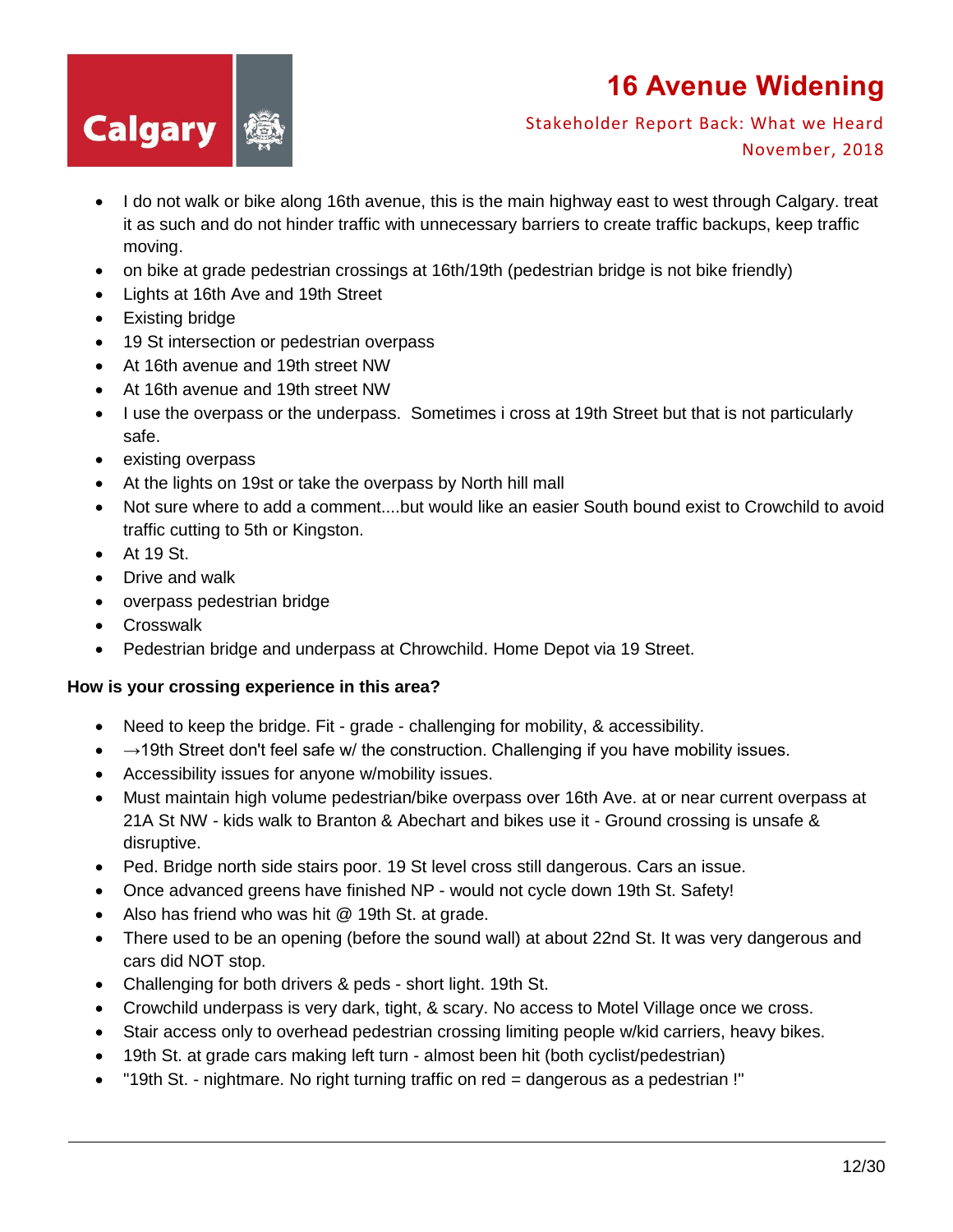- I do not walk or bike along 16th avenue, this is the main highway east to west through Calgary. treat it as such and do not hinder traffic with unnecessary barriers to create traffic backups, keep traffic moving.
- on bike at grade pedestrian crossings at 16th/19th (pedestrian bridge is not bike friendly)
- Lights at 16th Ave and 19th Street
- Existing bridge
- 19 St intersection or pedestrian overpass
- At 16th avenue and 19th street NW
- At 16th avenue and 19th street NW
- I use the overpass or the underpass. Sometimes i cross at 19th Street but that is not particularly safe.
- existing overpass
- At the lights on 19st or take the overpass by North hill mall
- Not sure where to add a comment....but would like an easier South bound exist to Crowchild to avoid traffic cutting to 5th or Kingston.
- At 19 St.
- Drive and walk
- overpass pedestrian bridge
- Crosswalk
- Pedestrian bridge and underpass at Chrowchild. Home Depot via 19 Street.

**How is your crossing experience in this area?**

- Need to keep the bridge. Fit - grade - challenging for mobility, & accessibility.
- →19th Street don't feel safe w/ the construction. Challenging if you have mobility issues.
- Accessibility issues for anyone w/mobility issues.
- Must maintain high volume pedestrian/bike overpass over 16th Ave. at or near current overpass at 21A St NW - kids walk to Branton & Abechart and bikes use it - Ground crossing is unsafe & disruptive.
- Ped. Bridge north side stairs poor. 19 St level cross still dangerous. Cars an issue.
- Once advanced greens have finished NP - would not cycle down 19th St. Safety!
- Also has friend who was hit @ 19th St. at grade.
- There used to be an opening (before the sound wall) at about 22nd St. It was very dangerous and cars did NOT stop.
- Challenging for both drivers & peds - short light. 19th St.
- Crowchild underpass is very dark, tight, & scary. No access to Motel Village once we cross.
- Stair access only to overhead pedestrian crossing limiting people w/kid carriers, heavy bikes.
- 19th St. at grade cars making left turn - almost been hit (both cyclist/pedestrian)
- "19th St. - nightmare. No right turning traffic on red = dangerous as a pedestrian !"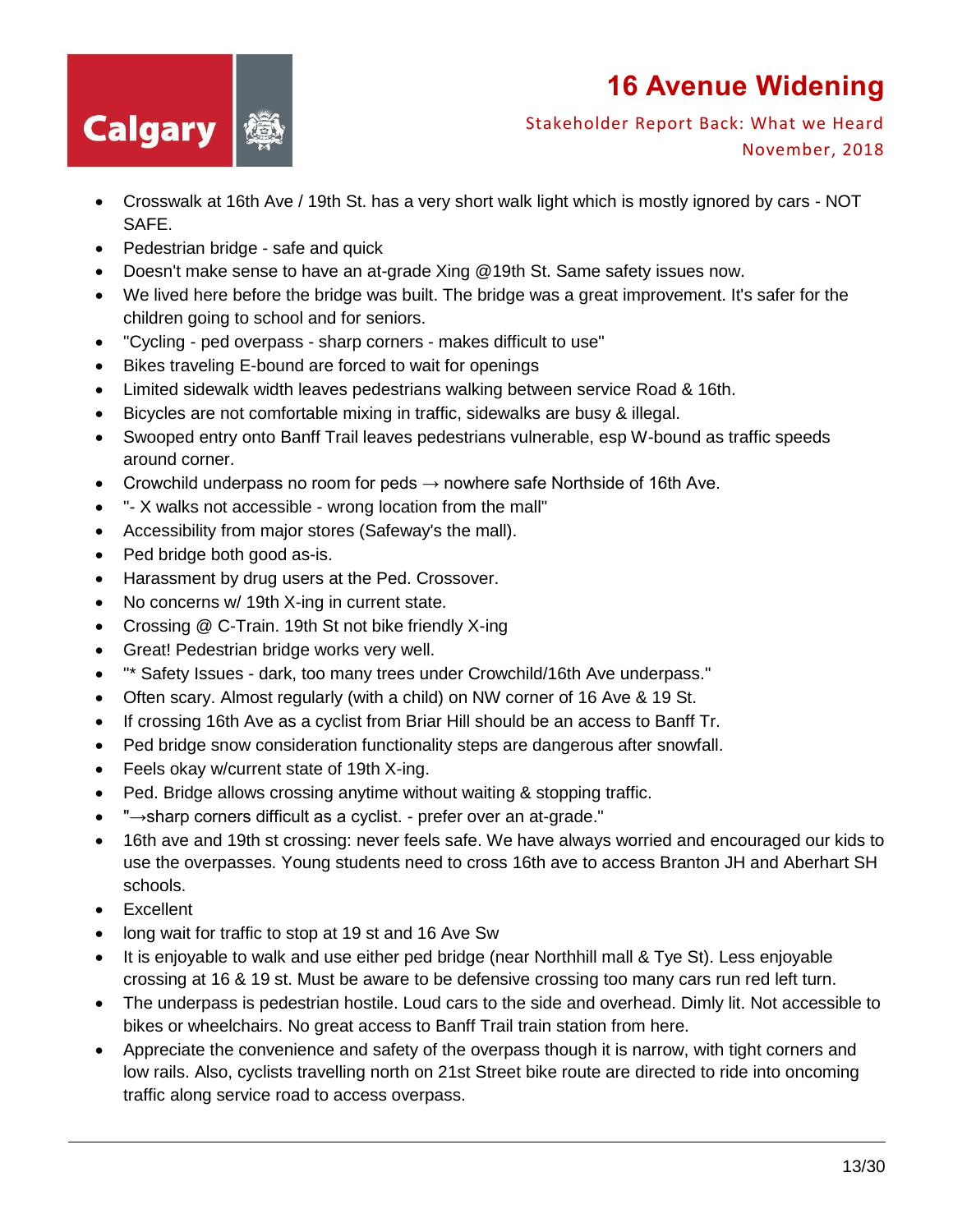- Crosswalk at 16th Ave / 19th St. has a very short walk light which is mostly ignored by cars - NOT SAFE.
- Pedestrian bridge - safe and quick
- Doesn't make sense to have an at-grade Xing @19th St. Same safety issues now.
- We lived here before the bridge was built. The bridge was a great improvement. It's safer for the children going to school and for seniors.
- "Cycling - ped overpass - sharp corners - makes difficult to use"
- Bikes traveling E-bound are forced to wait for openings
- Limited sidewalk width leaves pedestrians walking between service Road & 16th.
- Bicycles are not comfortable mixing in traffic, sidewalks are busy & illegal.
- Swooped entry onto Banff Trail leaves pedestrians vulnerable, esp W-bound as traffic speeds around corner.
- Crowchild underpass no room for peds → nowhere safe Northside of 16th Ave.
- "- X walks not accessible - wrong location from the mall"
- Accessibility from major stores (Safeway's the mall).
- Ped bridge both good as-is.
- Harassment by drug users at the Ped. Crossover.
- No concerns w/ 19th X-ing in current state.
- Crossing @ C-Train. 19th St not bike friendly X-ing
- Great! Pedestrian bridge works very well.
- "* Safety Issues - dark, too many trees under Crowchild/16th Ave underpass."
- Often scary. Almost regularly (with a child) on NW corner of 16 Ave & 19 St.
- If crossing 16th Ave as a cyclist from Briar Hill should be an access to Banff Tr.
- Ped bridge snow consideration functionality steps are dangerous after snowfall.
- Feels okay w/current state of 19th X-ing.
- Ped. Bridge allows crossing anytime without waiting & stopping traffic.
- "→sharp corners difficult as a cyclist. - prefer over an at-grade."
- 16th ave and 19th st crossing: never feels safe. We have always worried and encouraged our kids to use the overpasses. Young students need to cross 16th ave to access Branton JH and Aberhart SH schools.
- Excellent
- long wait for traffic to stop at 19 st and 16 Ave Sw
- It is enjoyable to walk and use either ped bridge (near Northhill mall & Tye St). Less enjoyable crossing at 16 & 19 st. Must be aware to be defensive crossing too many cars run red left turn.
- The underpass is pedestrian hostile. Loud cars to the side and overhead. Dimly lit. Not accessible to bikes or wheelchairs. No great access to Banff Trail train station from here.
- Appreciate the convenience and safety of the overpass though it is narrow, with tight corners and low rails. Also, cyclists travelling north on 21st Street bike route are directed to ride into oncoming traffic along service road to access overpass.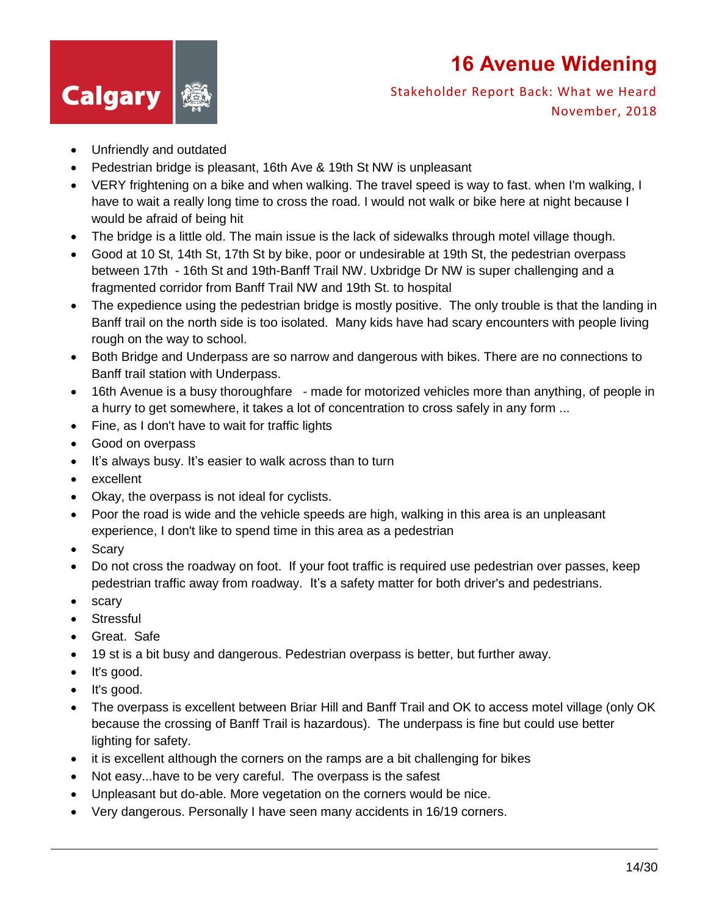- Unfriendly and outdated
- Pedestrian bridge is pleasant, 16th Ave & 19th St NW is unpleasant
- VERY frightening on a bike and when walking. The travel speed is way to fast. when I'm walking, I have to wait a really long time to cross the road. I would not walk or bike here at night because I would be afraid of being hit
- The bridge is a little old. The main issue is the lack of sidewalks through motel village though.
- Good at 10 St, 14th St, 17th St by bike, poor or undesirable at 19th St, the pedestrian overpass between 17th - 16th St and 19th-Banff Trail NW. Uxbridge Dr NW is super challenging and a fragmented corridor from Banff Trail NW and 19th St. to hospital
- The expedience using the pedestrian bridge is mostly positive. The only trouble is that the landing in Banff trail on the north side is too isolated. Many kids have had scary encounters with people living rough on the way to school.
- Both Bridge and Underpass are so narrow and dangerous with bikes. There are no connections to Banff trail station with Underpass.
- 16th Avenue is a busy thoroughfare - made for motorized vehicles more than anything, of people in a hurry to get somewhere, it takes a lot of concentration to cross safely in any form ...
- Fine, as I don't have to wait for traffic lights
- Good on overpass
- It's always busy. It's easier to walk across than to turn
- excellent
- Okay, the overpass is not ideal for cyclists.
- Poor the road is wide and the vehicle speeds are high, walking in this area is an unpleasant experience, I don't like to spend time in this area as a pedestrian
- Scary
- Do not cross the roadway on foot. If your foot traffic is required use pedestrian over passes, keep pedestrian traffic away from roadway. It's a safety matter for both driver's and pedestrians.
- scary
- Stressful
- Great. Safe
- 19 st is a bit busy and dangerous. Pedestrian overpass is better, but further away.
- It's good.
- It's good.
- The overpass is excellent between Briar Hill and Banff Trail and OK to access motel village (only OK because the crossing of Banff Trail is hazardous). The underpass is fine but could use better lighting for safety.
- it is excellent although the corners on the ramps are a bit challenging for bikes
- Not easy...have to be very careful. The overpass is the safest
- Unpleasant but do-able. More vegetation on the corners would be nice.
- Very dangerous. Personally I have seen many accidents in 16/19 corners.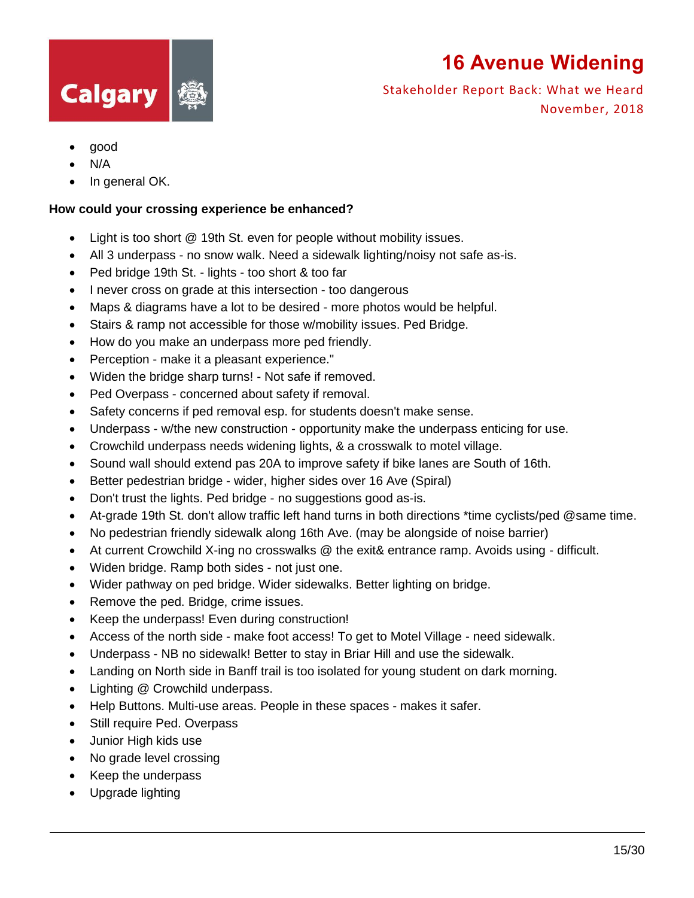- good
- N/A
- In general OK.

**How could your crossing experience be enhanced?**

- Light is too short @ 19th St. even for people without mobility issues.
- All 3 underpass - no snow walk. Need a sidewalk lighting/noisy not safe as-is.
- Ped bridge 19th St. - lights - too short & too far
- I never cross on grade at this intersection - too dangerous
- Maps & diagrams have a lot to be desired - more photos would be helpful.
- Stairs & ramp not accessible for those w/mobility issues. Ped Bridge.
- How do you make an underpass more ped friendly.
- Perception - make it a pleasant experience."
- Widen the bridge sharp turns! - Not safe if removed.
- Ped Overpass - concerned about safety if removal.
- Safety concerns if ped removal esp. for students doesn't make sense.
- Underpass - w/the new construction - opportunity make the underpass enticing for use.
- Crowchild underpass needs widening lights, & a crosswalk to motel village.
- Sound wall should extend pas 20A to improve safety if bike lanes are South of 16th.
- Better pedestrian bridge - wider, higher sides over 16 Ave (Spiral)
- Don't trust the lights. Ped bridge - no suggestions good as-is.
- At-grade 19th St. don't allow traffic left hand turns in both directions *time cyclists/ped @same time.
- No pedestrian friendly sidewalk along 16th Ave. (may be alongside of noise barrier)
- At current Crowchild X-ing no crosswalks @ the exit& entrance ramp. Avoids using - difficult.
- Widen bridge. Ramp both sides - not just one.
- Wider pathway on ped bridge. Wider sidewalks. Better lighting on bridge.
- Remove the ped. Bridge, crime issues.
- Keep the underpass! Even during construction!
- Access of the north side - make foot access! To get to Motel Village - need sidewalk.
- Underpass - NB no sidewalk! Better to stay in Briar Hill and use the sidewalk.
- Landing on North side in Banff trail is too isolated for young student on dark morning.
- Lighting @ Crowchild underpass.
- Help Buttons. Multi-use areas. People in these spaces - makes it safer.
- Still require Ped. Overpass
- Junior High kids use
- No grade level crossing
- Keep the underpass
- Upgrade lighting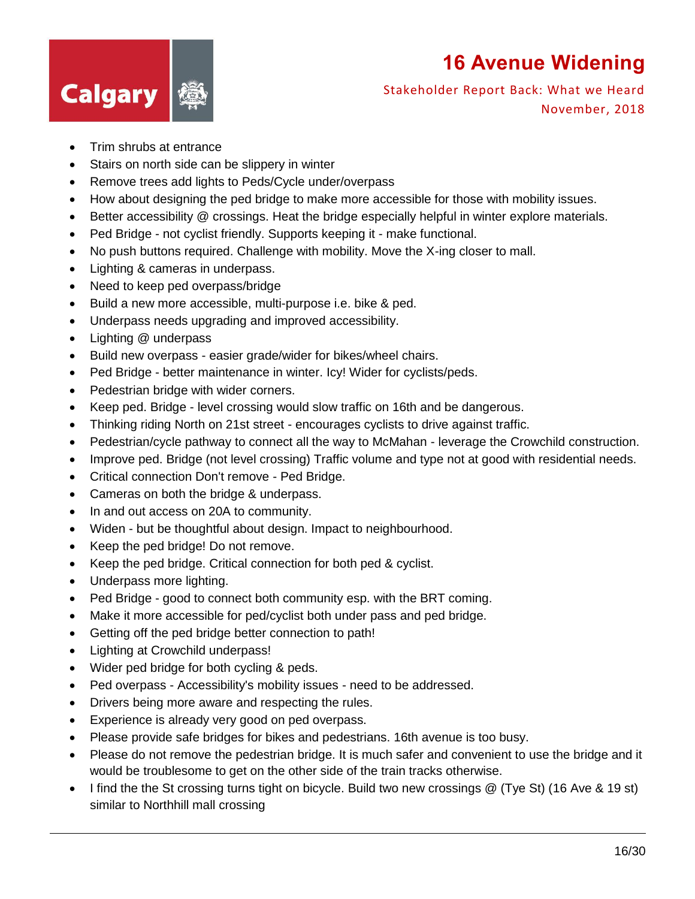- Trim shrubs at entrance
- Stairs on north side can be slippery in winter
- Remove trees add lights to Peds/Cycle under/overpass
- How about designing the ped bridge to make more accessible for those with mobility issues.
- Better accessibility @ crossings. Heat the bridge especially helpful in winter explore materials.
- Ped Bridge - not cyclist friendly. Supports keeping it - make functional.
- No push buttons required. Challenge with mobility. Move the X-ing closer to mall.
- Lighting & cameras in underpass.
- Need to keep ped overpass/bridge
- Build a new more accessible, multi-purpose i.e. bike & ped.
- Underpass needs upgrading and improved accessibility.
- Lighting @ underpass
- Build new overpass - easier grade/wider for bikes/wheel chairs.
- Ped Bridge - better maintenance in winter. Icy! Wider for cyclists/peds.
- Pedestrian bridge with wider corners.
- Keep ped. Bridge - level crossing would slow traffic on 16th and be dangerous.
- Thinking riding North on 21st street - encourages cyclists to drive against traffic.
- Pedestrian/cycle pathway to connect all the way to McMahan - leverage the Crowchild construction.
- Improve ped. Bridge (not level crossing) Traffic volume and type not at good with residential needs.
- Critical connection Don't remove - Ped Bridge.
- Cameras on both the bridge & underpass.
- In and out access on 20A to community.
- Widen - but be thoughtful about design. Impact to neighbourhood.
- Keep the ped bridge! Do not remove.
- Keep the ped bridge. Critical connection for both ped & cyclist.
- Underpass more lighting.
- Ped Bridge - good to connect both community esp. with the BRT coming.
- Make it more accessible for ped/cyclist both under pass and ped bridge.
- Getting off the ped bridge better connection to path!
- Lighting at Crowchild underpass!
- Wider ped bridge for both cycling & peds.
- Ped overpass - Accessibility's mobility issues - need to be addressed.
- Drivers being more aware and respecting the rules.
- Experience is already very good on ped overpass.
- Please provide safe bridges for bikes and pedestrians. 16th avenue is too busy.
- Please do not remove the pedestrian bridge. It is much safer and convenient to use the bridge and it would be troublesome to get on the other side of the train tracks otherwise.
- I find the the St crossing turns tight on bicycle. Build two new crossings @ (Tye St) (16 Ave & 19 st) similar to Northhill mall crossing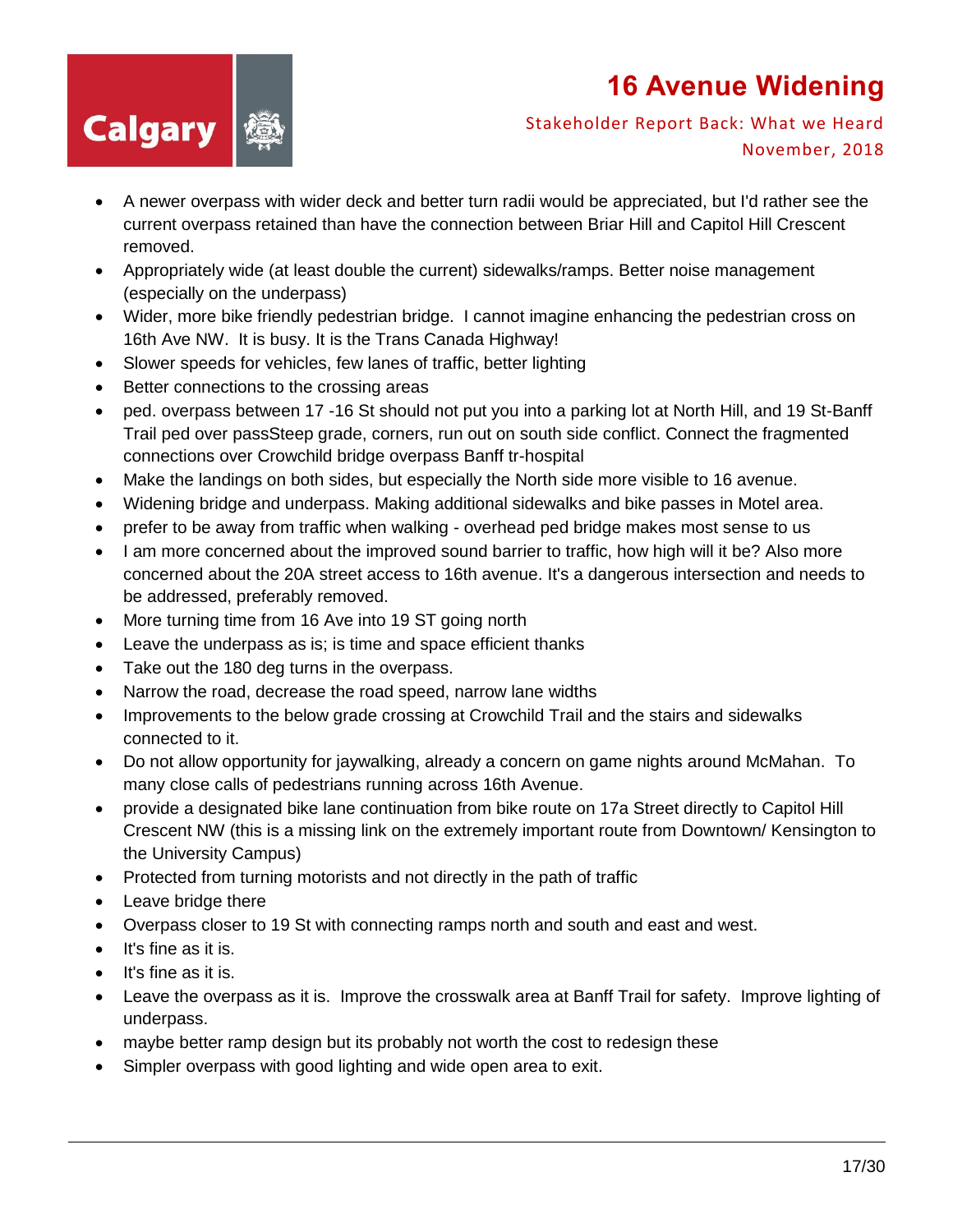- A newer overpass with wider deck and better turn radii would be appreciated, but I'd rather see the current overpass retained than have the connection between Briar Hill and Capitol Hill Crescent removed.
- Appropriately wide (at least double the current) sidewalks/ramps. Better noise management (especially on the underpass)
- Wider, more bike friendly pedestrian bridge.  I cannot imagine enhancing the pedestrian cross on 16th Ave NW.  It is busy. It is the Trans Canada Highway!
- Slower speeds for vehicles, few lanes of traffic, better lighting
- Better connections to the crossing areas
- ped. overpass between 17 -16 St should not put you into a parking lot at North Hill, and 19 St-Banff Trail ped over passSteep grade, corners, run out on south side conflict. Connect the fragmented connections over Crowchild bridge overpass Banff tr-hospital
- Make the landings on both sides, but especially the North side more visible to 16 avenue.
- Widening bridge and underpass. Making additional sidewalks and bike passes in Motel area.
- prefer to be away from traffic when walking - overhead ped bridge makes most sense to us
- I am more concerned about the improved sound barrier to traffic, how high will it be? Also more concerned about the 20A street access to 16th avenue. It's a dangerous intersection and needs to be addressed, preferably removed.
- More turning time from 16 Ave into 19 ST going north
- Leave the underpass as is; is time and space efficient thanks
- Take out the 180 deg turns in the overpass.
- Narrow the road, decrease the road speed, narrow lane widths
- Improvements to the below grade crossing at Crowchild Trail and the stairs and sidewalks connected to it.
- Do not allow opportunity for jaywalking, already a concern on game nights around McMahan.  To many close calls of pedestrians running across 16th Avenue.
- provide a designated bike lane continuation from bike route on 17a Street directly to Capitol Hill Crescent NW (this is a missing link on the extremely important route from Downtown/ Kensington to the University Campus)
- Protected from turning motorists and not directly in the path of traffic
- Leave bridge there
- Overpass closer to 19 St with connecting ramps north and south and east and west.
- It's fine as it is.
- It's fine as it is.
- Leave the overpass as it is.  Improve the crosswalk area at Banff Trail for safety.  Improve lighting of underpass.
- maybe better ramp design but its probably not worth the cost to redesign these
- Simpler overpass with good lighting and wide open area to exit.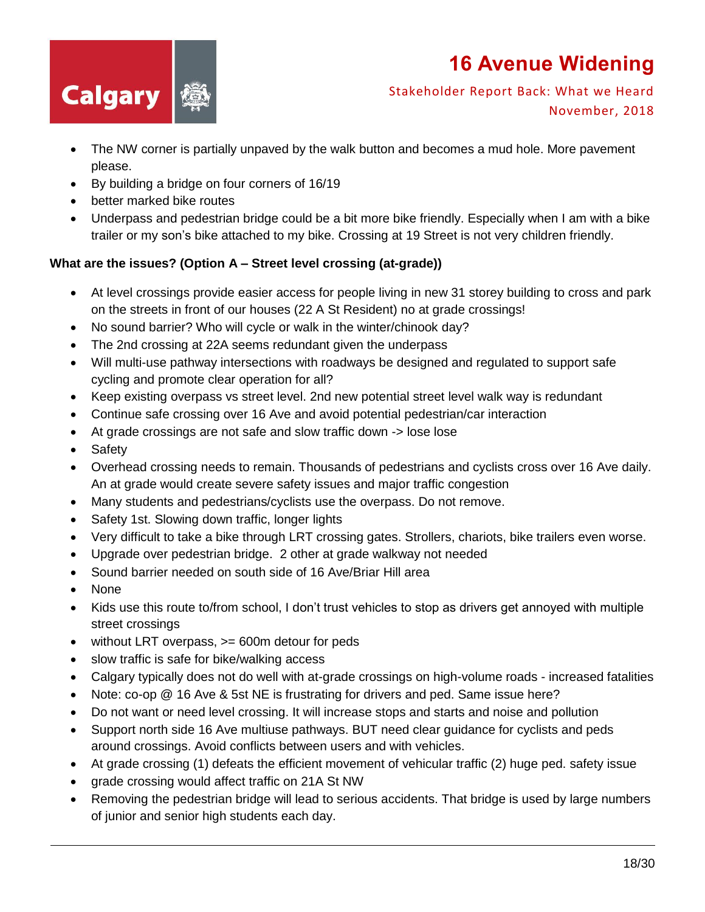- The NW corner is partially unpaved by the walk button and becomes a mud hole. More pavement please.
- By building a bridge on four corners of 16/19
- better marked bike routes
- Underpass and pedestrian bridge could be a bit more bike friendly. Especially when I am with a bike trailer or my son's bike attached to my bike. Crossing at 19 Street is not very children friendly.

**What are the issues? (Option A – Street level crossing (at-grade))**

- At level crossings provide easier access for people living in new 31 storey building to cross and park on the streets in front of our houses (22 A St Resident) no at grade crossings!
- No sound barrier? Who will cycle or walk in the winter/chinook day?
- The 2nd crossing at 22A seems redundant given the underpass
- Will multi-use pathway intersections with roadways be designed and regulated to support safe cycling and promote clear operation for all?
- Keep existing overpass vs street level. 2nd new potential street level walk way is redundant
- Continue safe crossing over 16 Ave and avoid potential pedestrian/car interaction
- At grade crossings are not safe and slow traffic down -> lose lose
- Safety
- Overhead crossing needs to remain. Thousands of pedestrians and cyclists cross over 16 Ave daily. An at grade would create severe safety issues and major traffic congestion
- Many students and pedestrians/cyclists use the overpass. Do not remove.
- Safety 1st. Slowing down traffic, longer lights
- Very difficult to take a bike through LRT crossing gates. Strollers, chariots, bike trailers even worse.
- Upgrade over pedestrian bridge. 2 other at grade walkway not needed
- Sound barrier needed on south side of 16 Ave/Briar Hill area
- None
- Kids use this route to/from school, I don't trust vehicles to stop as drivers get annoyed with multiple street crossings
- without LRT overpass, >= 600m detour for peds
- slow traffic is safe for bike/walking access
- Calgary typically does not do well with at-grade crossings on high-volume roads - increased fatalities
- Note: co-op @ 16 Ave & 5st NE is frustrating for drivers and ped. Same issue here?
- Do not want or need level crossing. It will increase stops and starts and noise and pollution
- Support north side 16 Ave multiuse pathways. BUT need clear guidance for cyclists and peds around crossings. Avoid conflicts between users and with vehicles.
- At grade crossing (1) defeats the efficient movement of vehicular traffic (2) huge ped. safety issue
- grade crossing would affect traffic on 21A St NW
- Removing the pedestrian bridge will lead to serious accidents. That bridge is used by large numbers of junior and senior high students each day.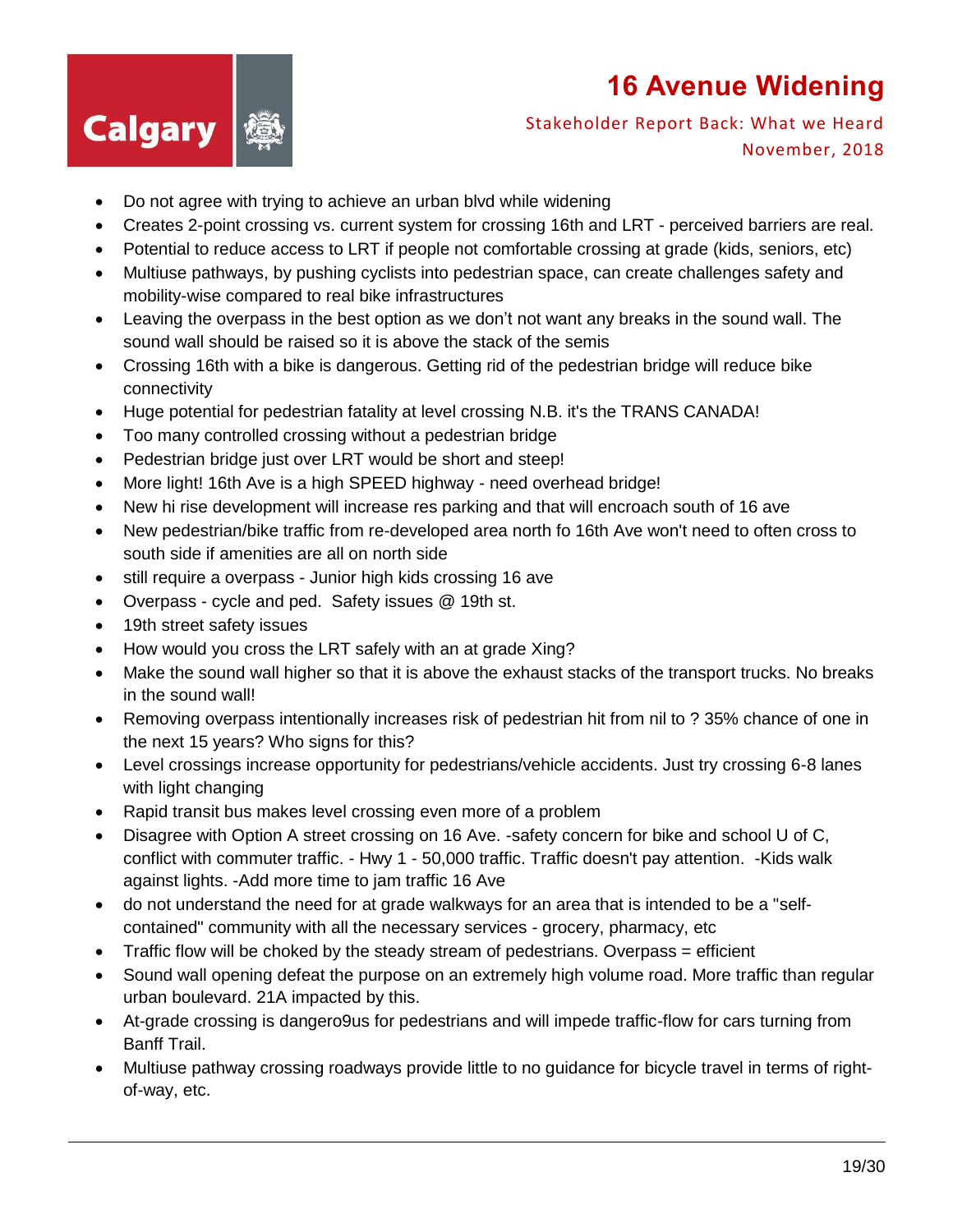- Do not agree with trying to achieve an urban blvd while widening
- Creates 2-point crossing vs. current system for crossing 16th and LRT - perceived barriers are real.
- Potential to reduce access to LRT if people not comfortable crossing at grade (kids, seniors, etc)
- Multiuse pathways, by pushing cyclists into pedestrian space, can create challenges safety and mobility-wise compared to real bike infrastructures
- Leaving the overpass in the best option as we don't not want any breaks in the sound wall. The sound wall should be raised so it is above the stack of the semis
- Crossing 16th with a bike is dangerous. Getting rid of the pedestrian bridge will reduce bike connectivity
- Huge potential for pedestrian fatality at level crossing N.B. it's the TRANS CANADA!
- Too many controlled crossing without a pedestrian bridge
- Pedestrian bridge just over LRT would be short and steep!
- More light! 16th Ave is a high SPEED highway - need overhead bridge!
- New hi rise development will increase res parking and that will encroach south of 16 ave
- New pedestrian/bike traffic from re-developed area north fo 16th Ave won't need to often cross to south side if amenities are all on north side
- still require a overpass - Junior high kids crossing 16 ave
- Overpass - cycle and ped. Safety issues @ 19th st.
- 19th street safety issues
- How would you cross the LRT safely with an at grade Xing?
- Make the sound wall higher so that it is above the exhaust stacks of the transport trucks. No breaks in the sound wall!
- Removing overpass intentionally increases risk of pedestrian hit from nil to ? 35% chance of one in the next 15 years? Who signs for this?
- Level crossings increase opportunity for pedestrians/vehicle accidents. Just try crossing 6-8 lanes with light changing
- Rapid transit bus makes level crossing even more of a problem
- Disagree with Option A street crossing on 16 Ave. -safety concern for bike and school U of C, conflict with commuter traffic. - Hwy 1 - 50,000 traffic. Traffic doesn't pay attention. -Kids walk against lights. -Add more time to jam traffic 16 Ave
- do not understand the need for at grade walkways for an area that is intended to be a "self-contained" community with all the necessary services - grocery, pharmacy, etc
- Traffic flow will be choked by the steady stream of pedestrians. Overpass = efficient
- Sound wall opening defeat the purpose on an extremely high volume road. More traffic than regular urban boulevard. 21A impacted by this.
- At-grade crossing is dangero9us for pedestrians and will impede traffic-flow for cars turning from Banff Trail.
- Multiuse pathway crossing roadways provide little to no guidance for bicycle travel in terms of right-of-way, etc.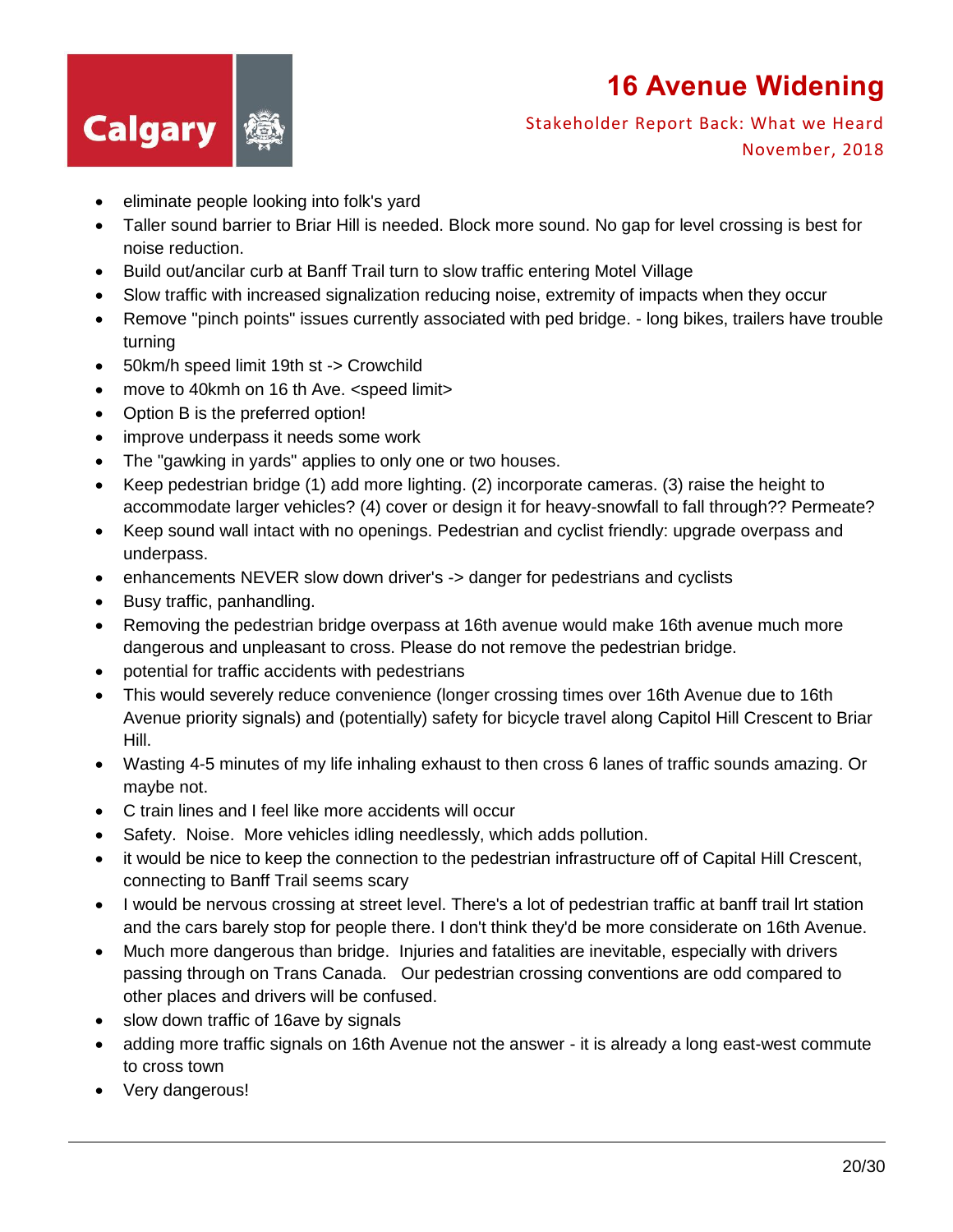- eliminate people looking into folk's yard
- Taller sound barrier to Briar Hill is needed. Block more sound. No gap for level crossing is best for noise reduction.
- Build out/ancilar curb at Banff Trail turn to slow traffic entering Motel Village
- Slow traffic with increased signalization reducing noise, extremity of impacts when they occur
- Remove "pinch points" issues currently associated with ped bridge. - long bikes, trailers have trouble turning
- 50km/h speed limit 19th st -> Crowchild
- move to 40kmh on 16 th Ave. <speed limit>
- Option B is the preferred option!
- improve underpass it needs some work
- The "gawking in yards" applies to only one or two houses.
- Keep pedestrian bridge (1) add more lighting. (2) incorporate cameras. (3) raise the height to accommodate larger vehicles? (4) cover or design it for heavy-snowfall to fall through?? Permeate?
- Keep sound wall intact with no openings. Pedestrian and cyclist friendly: upgrade overpass and underpass.
- enhancements NEVER slow down driver's -> danger for pedestrians and cyclists
- Busy traffic, panhandling.
- Removing the pedestrian bridge overpass at 16th avenue would make 16th avenue much more dangerous and unpleasant to cross. Please do not remove the pedestrian bridge.
- potential for traffic accidents with pedestrians
- This would severely reduce convenience (longer crossing times over 16th Avenue due to 16th Avenue priority signals) and (potentially) safety for bicycle travel along Capitol Hill Crescent to Briar Hill.
- Wasting 4-5 minutes of my life inhaling exhaust to then cross 6 lanes of traffic sounds amazing. Or maybe not.
- C train lines and I feel like more accidents will occur
- Safety. Noise. More vehicles idling needlessly, which adds pollution.
- it would be nice to keep the connection to the pedestrian infrastructure off of Capital Hill Crescent, connecting to Banff Trail seems scary
- I would be nervous crossing at street level. There's a lot of pedestrian traffic at banff trail lrt station and the cars barely stop for people there. I don't think they'd be more considerate on 16th Avenue.
- Much more dangerous than bridge. Injuries and fatalities are inevitable, especially with drivers passing through on Trans Canada. Our pedestrian crossing conventions are odd compared to other places and drivers will be confused.
- slow down traffic of 16ave by signals
- adding more traffic signals on 16th Avenue not the answer - it is already a long east-west commute to cross town
- Very dangerous!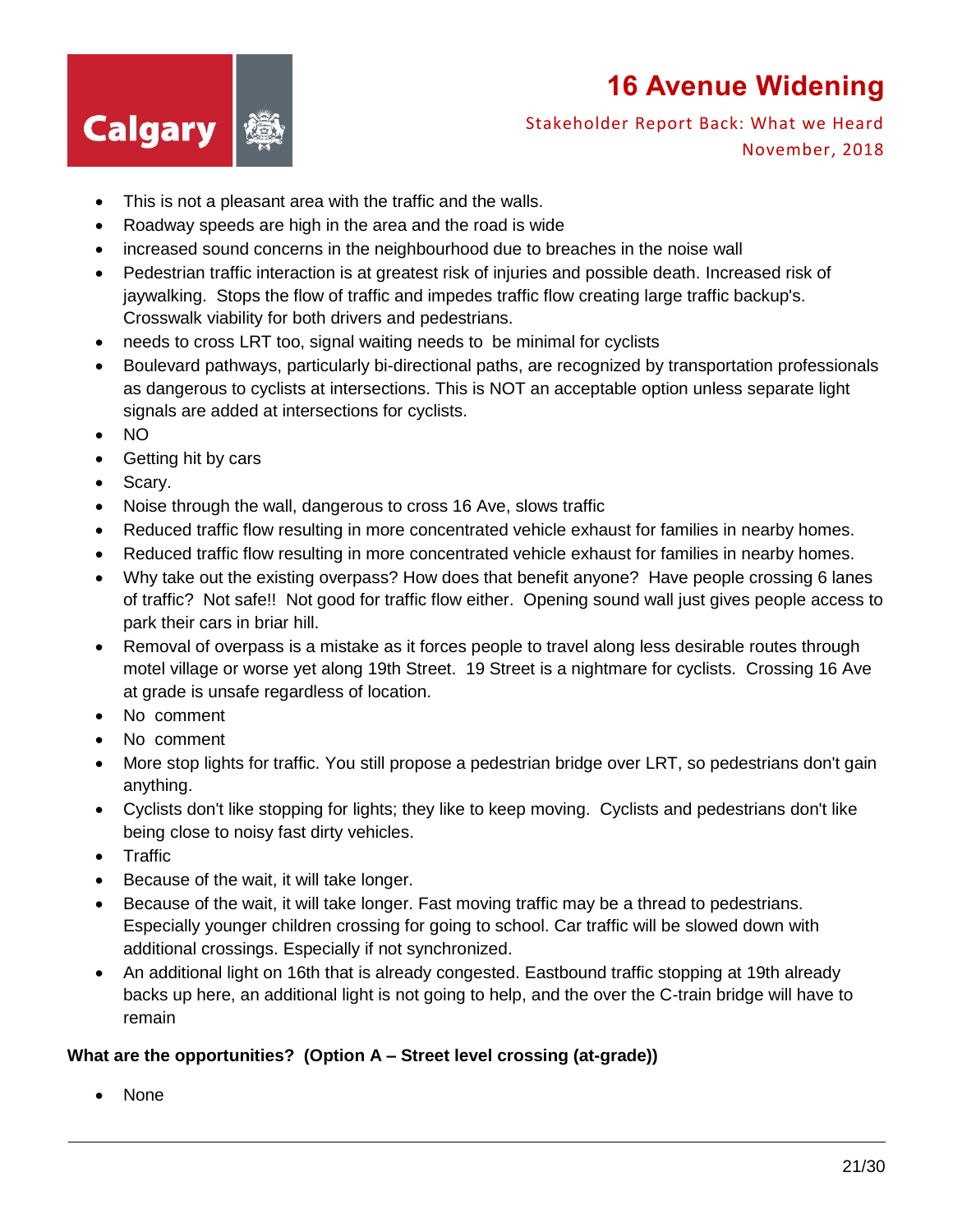- This is not a pleasant area with the traffic and the walls.
- Roadway speeds are high in the area and the road is wide
- increased sound concerns in the neighbourhood due to breaches in the noise wall
- Pedestrian traffic interaction is at greatest risk of injuries and possible death. Increased risk of jaywalking. Stops the flow of traffic and impedes traffic flow creating large traffic backup's. Crosswalk viability for both drivers and pedestrians.
- needs to cross LRT too, signal waiting needs to be minimal for cyclists
- Boulevard pathways, particularly bi-directional paths, are recognized by transportation professionals as dangerous to cyclists at intersections. This is NOT an acceptable option unless separate light signals are added at intersections for cyclists.
- NO
- Getting hit by cars
- Scary.
- Noise through the wall, dangerous to cross 16 Ave, slows traffic
- Reduced traffic flow resulting in more concentrated vehicle exhaust for families in nearby homes.
- Reduced traffic flow resulting in more concentrated vehicle exhaust for families in nearby homes.
- Why take out the existing overpass? How does that benefit anyone? Have people crossing 6 lanes of traffic? Not safe!! Not good for traffic flow either. Opening sound wall just gives people access to park their cars in briar hill.
- Removal of overpass is a mistake as it forces people to travel along less desirable routes through motel village or worse yet along 19th Street. 19 Street is a nightmare for cyclists. Crossing 16 Ave at grade is unsafe regardless of location.
- No comment
- No comment
- More stop lights for traffic. You still propose a pedestrian bridge over LRT, so pedestrians don't gain anything.
- Cyclists don't like stopping for lights; they like to keep moving. Cyclists and pedestrians don't like being close to noisy fast dirty vehicles.
- Traffic
- Because of the wait, it will take longer.
- Because of the wait, it will take longer. Fast moving traffic may be a thread to pedestrians. Especially younger children crossing for going to school. Car traffic will be slowed down with additional crossings. Especially if not synchronized.
- An additional light on 16th that is already congested. Eastbound traffic stopping at 19th already backs up here, an additional light is not going to help, and the over the C-train bridge will have to remain

**What are the opportunities? (Option A – Street level crossing (at-grade))**

- None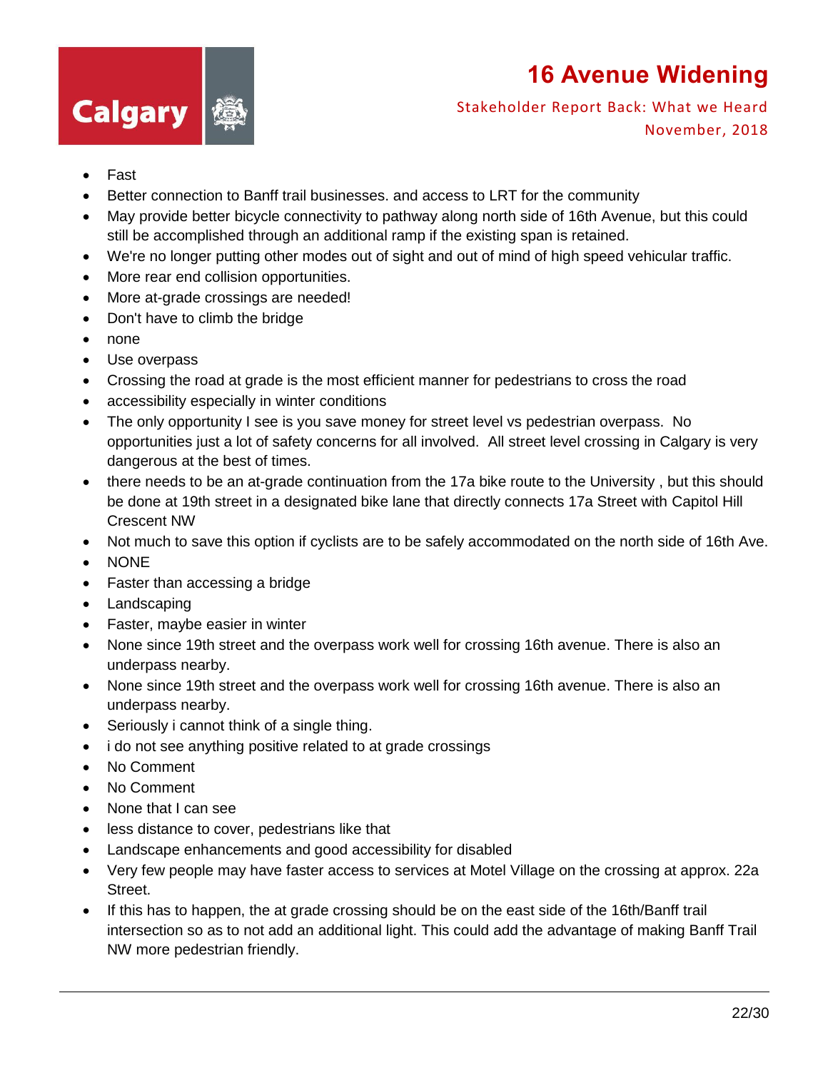- Fast
- Better connection to Banff trail businesses. and access to LRT for the community
- May provide better bicycle connectivity to pathway along north side of 16th Avenue, but this could still be accomplished through an additional ramp if the existing span is retained.
- We're no longer putting other modes out of sight and out of mind of high speed vehicular traffic.
- More rear end collision opportunities.
- More at-grade crossings are needed!
- Don't have to climb the bridge
- none
- Use overpass
- Crossing the road at grade is the most efficient manner for pedestrians to cross the road
- accessibility especially in winter conditions
- The only opportunity I see is you save money for street level vs pedestrian overpass. No opportunities just a lot of safety concerns for all involved. All street level crossing in Calgary is very dangerous at the best of times.
- there needs to be an at-grade continuation from the 17a bike route to the University , but this should be done at 19th street in a designated bike lane that directly connects 17a Street with Capitol Hill Crescent NW
- Not much to save this option if cyclists are to be safely accommodated on the north side of 16th Ave.
- NONE
- Faster than accessing a bridge
- Landscaping
- Faster, maybe easier in winter
- None since 19th street and the overpass work well for crossing 16th avenue. There is also an underpass nearby.
- None since 19th street and the overpass work well for crossing 16th avenue. There is also an underpass nearby.
- Seriously i cannot think of a single thing.
- i do not see anything positive related to at grade crossings
- No Comment
- No Comment
- None that I can see
- less distance to cover, pedestrians like that
- Landscape enhancements and good accessibility for disabled
- Very few people may have faster access to services at Motel Village on the crossing at approx. 22a Street.
- If this has to happen, the at grade crossing should be on the east side of the 16th/Banff trail intersection so as to not add an additional light. This could add the advantage of making Banff Trail NW more pedestrian friendly.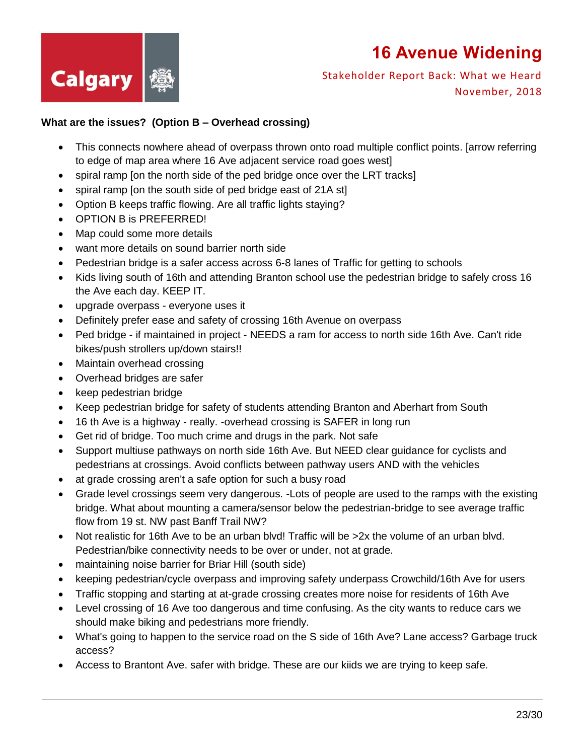**What are the issues? (Option B – Overhead crossing)**

- This connects nowhere ahead of overpass thrown onto road multiple conflict points. [arrow referring to edge of map area where 16 Ave adjacent service road goes west]
- spiral ramp [on the north side of the ped bridge once over the LRT tracks]
- spiral ramp [on the south side of ped bridge east of 21A st]
- Option B keeps traffic flowing. Are all traffic lights staying?
- OPTION B is PREFERRED!
- Map could some more details
- want more details on sound barrier north side
- Pedestrian bridge is a safer access across 6-8 lanes of Traffic for getting to schools
- Kids living south of 16th and attending Branton school use the pedestrian bridge to safely cross 16 the Ave each day. KEEP IT.
- upgrade overpass - everyone uses it
- Definitely prefer ease and safety of crossing 16th Avenue on overpass
- Ped bridge - if maintained in project - NEEDS a ram for access to north side 16th Ave. Can't ride bikes/push strollers up/down stairs!!
- Maintain overhead crossing
- Overhead bridges are safer
- keep pedestrian bridge
- Keep pedestrian bridge for safety of students attending Branton and Aberhart from South
- 16 th Ave is a highway - really. -overhead crossing is SAFER in long run
- Get rid of bridge. Too much crime and drugs in the park. Not safe
- Support multiuse pathways on north side 16th Ave. But NEED clear guidance for cyclists and pedestrians at crossings. Avoid conflicts between pathway users AND with the vehicles
- at grade crossing aren't a safe option for such a busy road
- Grade level crossings seem very dangerous. -Lots of people are used to the ramps with the existing bridge. What about mounting a camera/sensor below the pedestrian-bridge to see average traffic flow from 19 st. NW past Banff Trail NW?
- Not realistic for 16th Ave to be an urban blvd! Traffic will be >2x the volume of an urban blvd. Pedestrian/bike connectivity needs to be over or under, not at grade.
- maintaining noise barrier for Briar Hill (south side)
- keeping pedestrian/cycle overpass and improving safety underpass Crowchild/16th Ave for users
- Traffic stopping and starting at at-grade crossing creates more noise for residents of 16th Ave
- Level crossing of 16 Ave too dangerous and time confusing. As the city wants to reduce cars we should make biking and pedestrians more friendly.
- What's going to happen to the service road on the S side of 16th Ave? Lane access? Garbage truck access?
- Access to Brantont Ave. safer with bridge. These are our kiids we are trying to keep safe.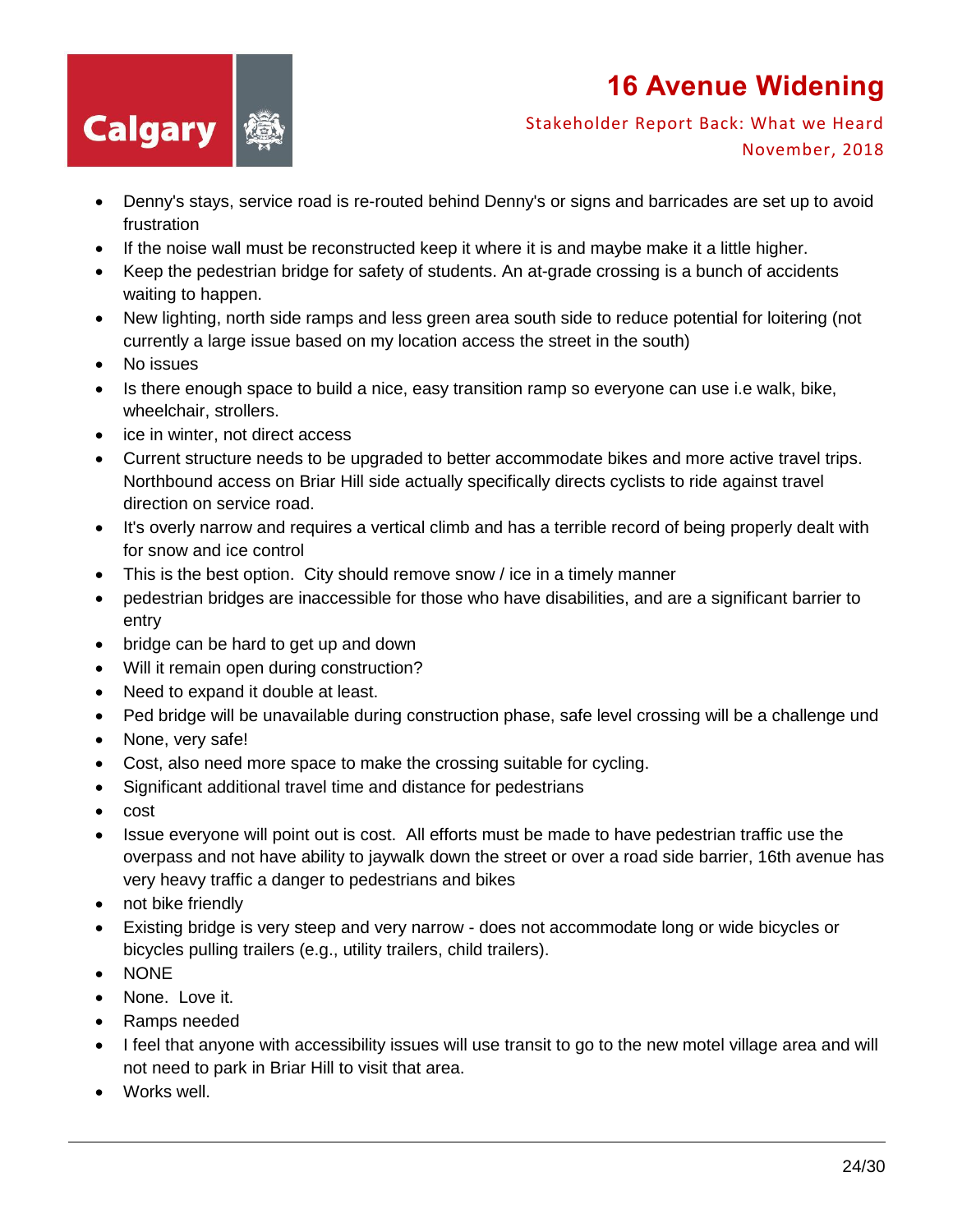- Denny's stays, service road is re-routed behind Denny's or signs and barricades are set up to avoid frustration
- If the noise wall must be reconstructed keep it where it is and maybe make it a little higher.
- Keep the pedestrian bridge for safety of students. An at-grade crossing is a bunch of accidents waiting to happen.
- New lighting, north side ramps and less green area south side to reduce potential for loitering (not currently a large issue based on my location access the street in the south)
- No issues
- Is there enough space to build a nice, easy transition ramp so everyone can use i.e walk, bike, wheelchair, strollers.
- ice in winter, not direct access
- Current structure needs to be upgraded to better accommodate bikes and more active travel trips. Northbound access on Briar Hill side actually specifically directs cyclists to ride against travel direction on service road.
- It's overly narrow and requires a vertical climb and has a terrible record of being properly dealt with for snow and ice control
- This is the best option. City should remove snow / ice in a timely manner
- pedestrian bridges are inaccessible for those who have disabilities, and are a significant barrier to entry
- bridge can be hard to get up and down
- Will it remain open during construction?
- Need to expand it double at least.
- Ped bridge will be unavailable during construction phase, safe level crossing will be a challenge und
- None, very safe!
- Cost, also need more space to make the crossing suitable for cycling.
- Significant additional travel time and distance for pedestrians
- cost
- Issue everyone will point out is cost. All efforts must be made to have pedestrian traffic use the overpass and not have ability to jaywalk down the street or over a road side barrier, 16th avenue has very heavy traffic a danger to pedestrians and bikes
- not bike friendly
- Existing bridge is very steep and very narrow - does not accommodate long or wide bicycles or bicycles pulling trailers (e.g., utility trailers, child trailers).
- NONE
- None. Love it.
- Ramps needed
- I feel that anyone with accessibility issues will use transit to go to the new motel village area and will not need to park in Briar Hill to visit that area.
- Works well.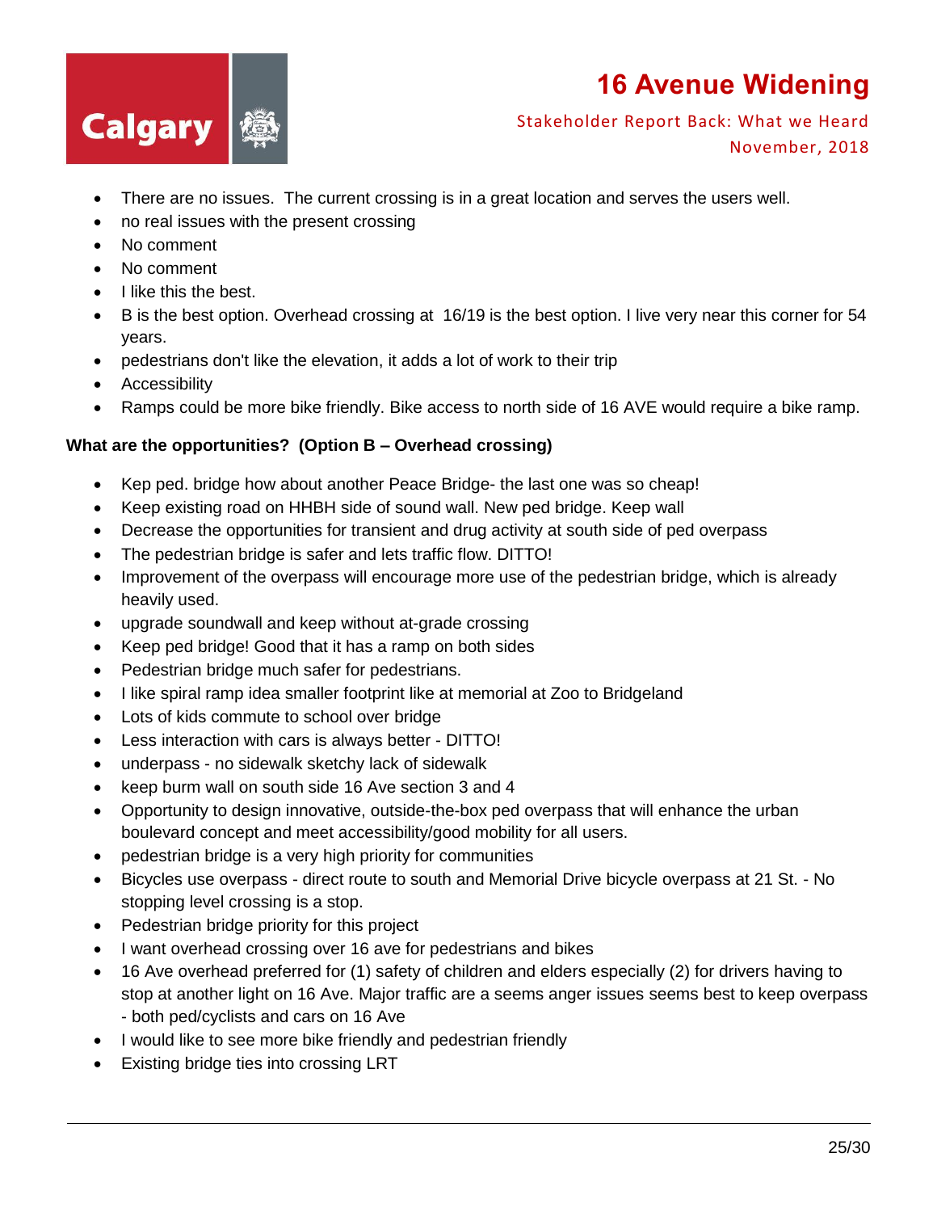- There are no issues.  The current crossing is in a great location and serves the users well.
- no real issues with the present crossing
- No comment
- No comment
- I like this the best.
- B is the best option. Overhead crossing at  16/19 is the best option. I live very near this corner for 54 years.
- pedestrians don't like the elevation, it adds a lot of work to their trip
- Accessibility
- Ramps could be more bike friendly. Bike access to north side of 16 AVE would require a bike ramp.

**What are the opportunities?  (Option B – Overhead crossing)**

- Kep ped. bridge how about another Peace Bridge- the last one was so cheap!
- Keep existing road on HHBH side of sound wall. New ped bridge. Keep wall
- Decrease the opportunities for transient and drug activity at south side of ped overpass
- The pedestrian bridge is safer and lets traffic flow. DITTO!
- Improvement of the overpass will encourage more use of the pedestrian bridge, which is already heavily used.
- upgrade soundwall and keep without at-grade crossing
- Keep ped bridge! Good that it has a ramp on both sides
- Pedestrian bridge much safer for pedestrians.
- I like spiral ramp idea smaller footprint like at memorial at Zoo to Bridgeland
- Lots of kids commute to school over bridge
- Less interaction with cars is always better - DITTO!
- underpass - no sidewalk sketchy lack of sidewalk
- keep burm wall on south side 16 Ave section 3 and 4
- Opportunity to design innovative, outside-the-box ped overpass that will enhance the urban boulevard concept and meet accessibility/good mobility for all users.
- pedestrian bridge is a very high priority for communities
- Bicycles use overpass - direct route to south and Memorial Drive bicycle overpass at 21 St. - No stopping level crossing is a stop.
- Pedestrian bridge priority for this project
- I want overhead crossing over 16 ave for pedestrians and bikes
- 16 Ave overhead preferred for (1) safety of children and elders especially (2) for drivers having to stop at another light on 16 Ave. Major traffic are a seems anger issues seems best to keep overpass - both ped/cyclists and cars on 16 Ave
- I would like to see more bike friendly and pedestrian friendly
- Existing bridge ties into crossing LRT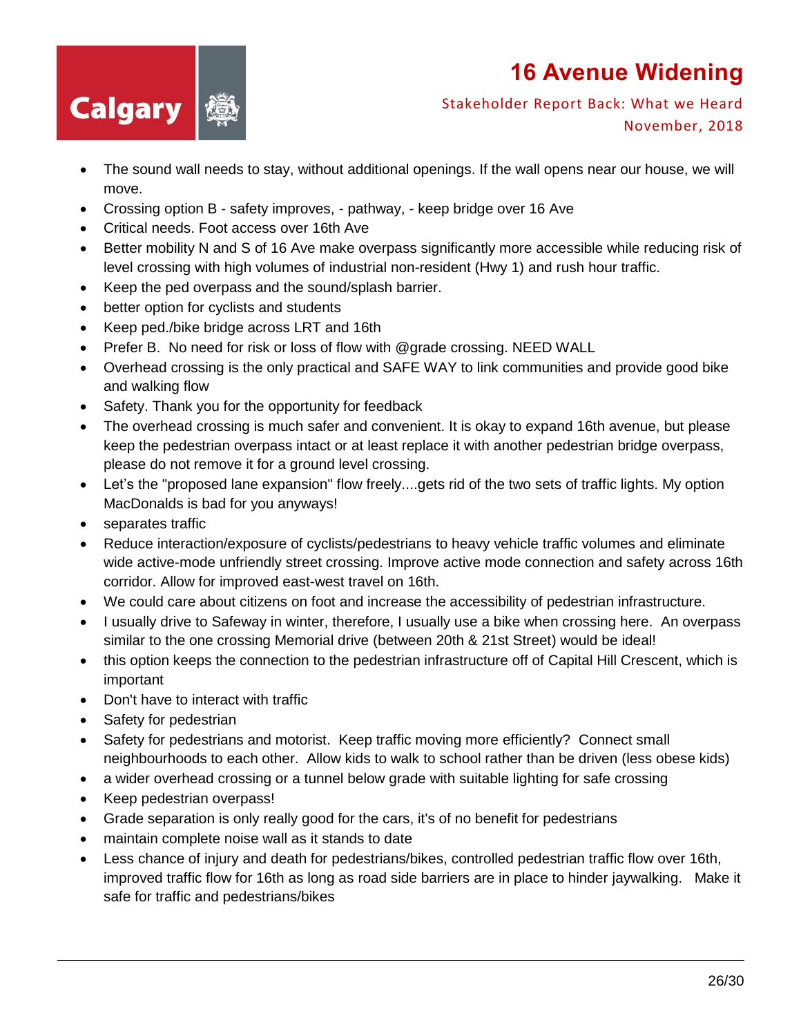- The sound wall needs to stay, without additional openings. If the wall opens near our house, we will move.
- Crossing option B - safety improves, - pathway, - keep bridge over 16 Ave
- Critical needs. Foot access over 16th Ave
- Better mobility N and S of 16 Ave make overpass significantly more accessible while reducing risk of level crossing with high volumes of industrial non-resident (Hwy 1) and rush hour traffic.
- Keep the ped overpass and the sound/splash barrier.
- better option for cyclists and students
- Keep ped./bike bridge across LRT and 16th
- Prefer B. No need for risk or loss of flow with @grade crossing. NEED WALL
- Overhead crossing is the only practical and SAFE WAY to link communities and provide good bike and walking flow
- Safety. Thank you for the opportunity for feedback
- The overhead crossing is much safer and convenient. It is okay to expand 16th avenue, but please keep the pedestrian overpass intact or at least replace it with another pedestrian bridge overpass, please do not remove it for a ground level crossing.
- Let's the "proposed lane expansion" flow freely....gets rid of the two sets of traffic lights. My option MacDonalds is bad for you anyways!
- separates traffic
- Reduce interaction/exposure of cyclists/pedestrians to heavy vehicle traffic volumes and eliminate wide active-mode unfriendly street crossing. Improve active mode connection and safety across 16th corridor. Allow for improved east-west travel on 16th.
- We could care about citizens on foot and increase the accessibility of pedestrian infrastructure.
- I usually drive to Safeway in winter, therefore, I usually use a bike when crossing here. An overpass similar to the one crossing Memorial drive (between 20th & 21st Street) would be ideal!
- this option keeps the connection to the pedestrian infrastructure off of Capital Hill Crescent, which is important
- Don't have to interact with traffic
- Safety for pedestrian
- Safety for pedestrians and motorist. Keep traffic moving more efficiently? Connect small neighbourhoods to each other. Allow kids to walk to school rather than be driven (less obese kids)
- a wider overhead crossing or a tunnel below grade with suitable lighting for safe crossing
- Keep pedestrian overpass!
- Grade separation is only really good for the cars, it's of no benefit for pedestrians
- maintain complete noise wall as it stands to date
- Less chance of injury and death for pedestrians/bikes, controlled pedestrian traffic flow over 16th, improved traffic flow for 16th as long as road side barriers are in place to hinder jaywalking. Make it safe for traffic and pedestrians/bikes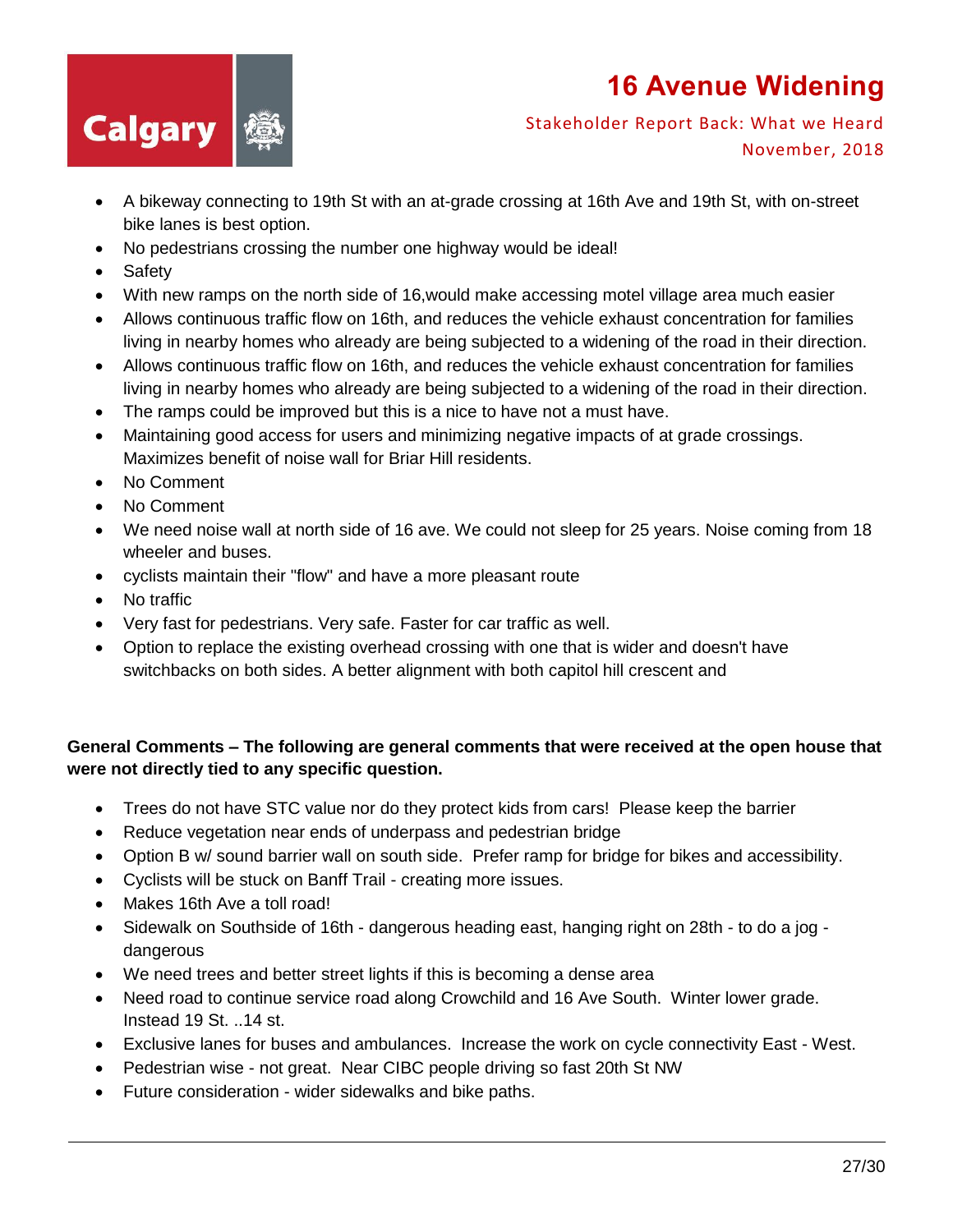- A bikeway connecting to 19th St with an at-grade crossing at 16th Ave and 19th St, with on-street bike lanes is best option.
- No pedestrians crossing the number one highway would be ideal!
- Safety
- With new ramps on the north side of 16,would make accessing motel village area much easier
- Allows continuous traffic flow on 16th, and reduces the vehicle exhaust concentration for families living in nearby homes who already are being subjected to a widening of the road in their direction.
- Allows continuous traffic flow on 16th, and reduces the vehicle exhaust concentration for families living in nearby homes who already are being subjected to a widening of the road in their direction.
- The ramps could be improved but this is a nice to have not a must have.
- Maintaining good access for users and minimizing negative impacts of at grade crossings. Maximizes benefit of noise wall for Briar Hill residents.
- No Comment
- No Comment
- We need noise wall at north side of 16 ave. We could not sleep for 25 years. Noise coming from 18 wheeler and buses.
- cyclists maintain their "flow" and have a more pleasant route
- No traffic
- Very fast for pedestrians. Very safe. Faster for car traffic as well.
- Option to replace the existing overhead crossing with one that is wider and doesn't have switchbacks on both sides. A better alignment with both capitol hill crescent and

**General Comments – The following are general comments that were received at the open house that were not directly tied to any specific question.**

- Trees do not have STC value nor do they protect kids from cars! Please keep the barrier
- Reduce vegetation near ends of underpass and pedestrian bridge
- Option B w/ sound barrier wall on south side. Prefer ramp for bridge for bikes and accessibility.
- Cyclists will be stuck on Banff Trail - creating more issues.
- Makes 16th Ave a toll road!
- Sidewalk on Southside of 16th - dangerous heading east, hanging right on 28th - to do a jog - dangerous
- We need trees and better street lights if this is becoming a dense area
- Need road to continue service road along Crowchild and 16 Ave South. Winter lower grade. Instead 19 St. ..14 st.
- Exclusive lanes for buses and ambulances. Increase the work on cycle connectivity East - West.
- Pedestrian wise - not great. Near CIBC people driving so fast 20th St NW
- Future consideration - wider sidewalks and bike paths.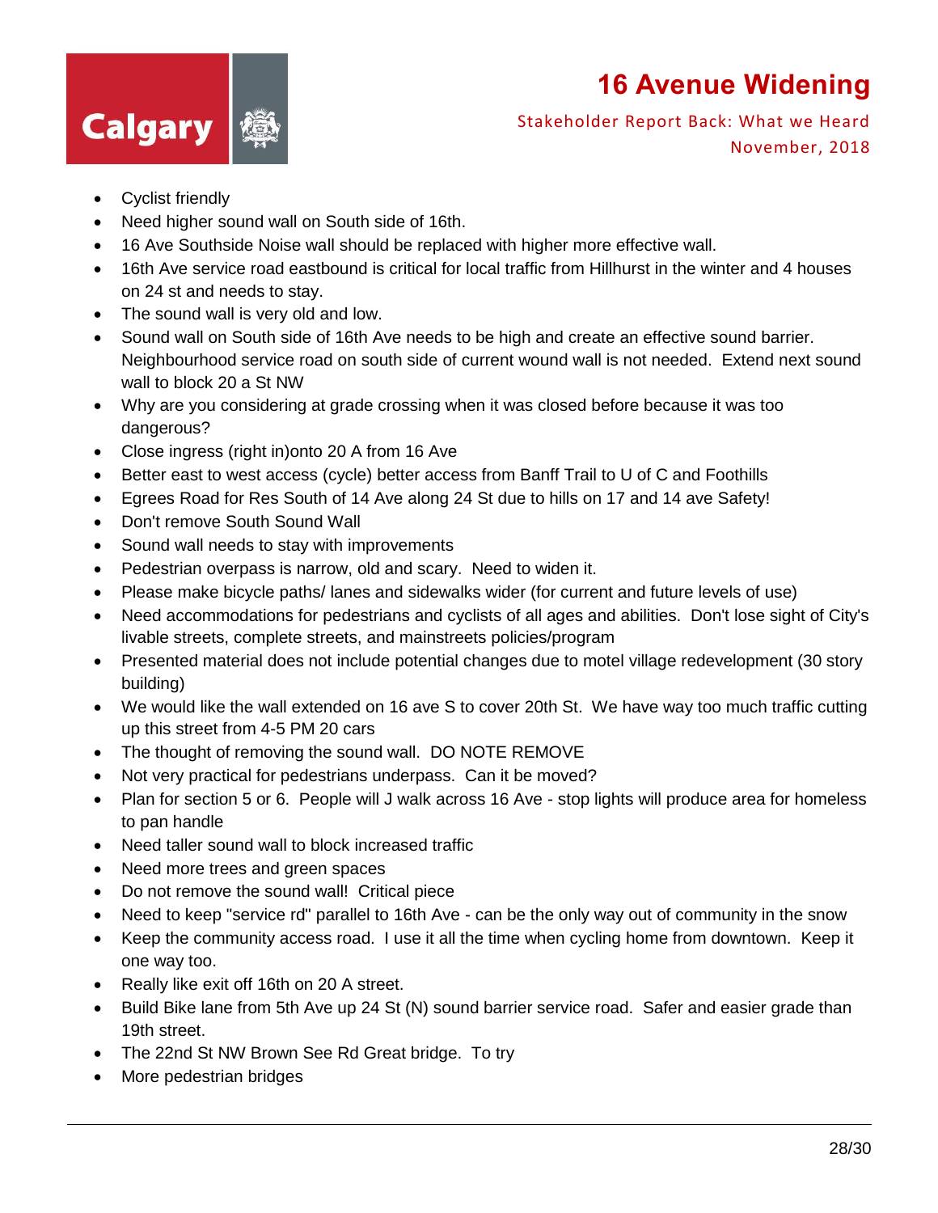- Cyclist friendly
- Need higher sound wall on South side of 16th.
- 16 Ave Southside Noise wall should be replaced with higher more effective wall.
- 16th Ave service road eastbound is critical for local traffic from Hillhurst in the winter and 4 houses on 24 st and needs to stay.
- The sound wall is very old and low.
- Sound wall on South side of 16th Ave needs to be high and create an effective sound barrier. Neighbourhood service road on south side of current wound wall is not needed. Extend next sound wall to block 20 a St NW
- Why are you considering at grade crossing when it was closed before because it was too dangerous?
- Close ingress (right in)onto 20 A from 16 Ave
- Better east to west access (cycle) better access from Banff Trail to U of C and Foothills
- Egrees Road for Res South of 14 Ave along 24 St due to hills on 17 and 14 ave Safety!
- Don't remove South Sound Wall
- Sound wall needs to stay with improvements
- Pedestrian overpass is narrow, old and scary. Need to widen it.
- Please make bicycle paths/ lanes and sidewalks wider (for current and future levels of use)
- Need accommodations for pedestrians and cyclists of all ages and abilities. Don't lose sight of City's livable streets, complete streets, and mainstreets policies/program
- Presented material does not include potential changes due to motel village redevelopment (30 story building)
- We would like the wall extended on 16 ave S to cover 20th St. We have way too much traffic cutting up this street from 4-5 PM 20 cars
- The thought of removing the sound wall. DO NOTE REMOVE
- Not very practical for pedestrians underpass. Can it be moved?
- Plan for section 5 or 6. People will J walk across 16 Ave - stop lights will produce area for homeless to pan handle
- Need taller sound wall to block increased traffic
- Need more trees and green spaces
- Do not remove the sound wall! Critical piece
- Need to keep "service rd" parallel to 16th Ave - can be the only way out of community in the snow
- Keep the community access road. I use it all the time when cycling home from downtown. Keep it one way too.
- Really like exit off 16th on 20 A street.
- Build Bike lane from 5th Ave up 24 St (N) sound barrier service road. Safer and easier grade than 19th street.
- The 22nd St NW Brown See Rd Great bridge. To try
- More pedestrian bridges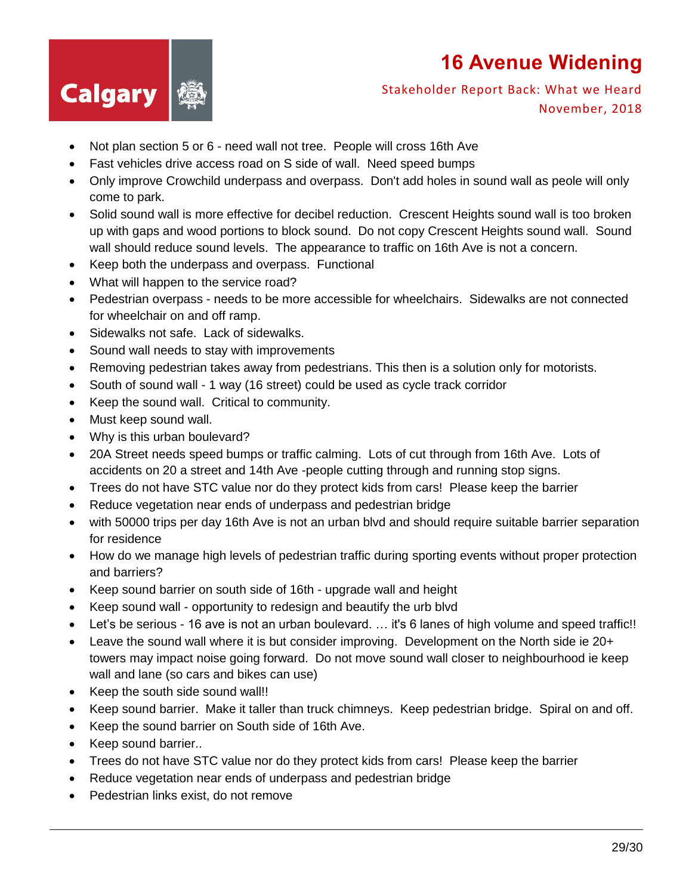- Not plan section 5 or 6 - need wall not tree. People will cross 16th Ave
- Fast vehicles drive access road on S side of wall. Need speed bumps
- Only improve Crowchild underpass and overpass. Don't add holes in sound wall as peole will only come to park.
- Solid sound wall is more effective for decibel reduction. Crescent Heights sound wall is too broken up with gaps and wood portions to block sound. Do not copy Crescent Heights sound wall. Sound wall should reduce sound levels. The appearance to traffic on 16th Ave is not a concern.
- Keep both the underpass and overpass. Functional
- What will happen to the service road?
- Pedestrian overpass - needs to be more accessible for wheelchairs. Sidewalks are not connected for wheelchair on and off ramp.
- Sidewalks not safe. Lack of sidewalks.
- Sound wall needs to stay with improvements
- Removing pedestrian takes away from pedestrians. This then is a solution only for motorists.
- South of sound wall - 1 way (16 street) could be used as cycle track corridor
- Keep the sound wall. Critical to community.
- Must keep sound wall.
- Why is this urban boulevard?
- 20A Street needs speed bumps or traffic calming. Lots of cut through from 16th Ave. Lots of accidents on 20 a street and 14th Ave -people cutting through and running stop signs.
- Trees do not have STC value nor do they protect kids from cars! Please keep the barrier
- Reduce vegetation near ends of underpass and pedestrian bridge
- with 50000 trips per day 16th Ave is not an urban blvd and should require suitable barrier separation for residence
- How do we manage high levels of pedestrian traffic during sporting events without proper protection and barriers?
- Keep sound barrier on south side of 16th - upgrade wall and height
- Keep sound wall - opportunity to redesign and beautify the urb blvd
- Let's be serious - 16 ave is not an urban boulevard. … it's 6 lanes of high volume and speed traffic!!
- Leave the sound wall where it is but consider improving. Development on the North side ie 20+ towers may impact noise going forward. Do not move sound wall closer to neighbourhood ie keep wall and lane (so cars and bikes can use)
- Keep the south side sound wall!!
- Keep sound barrier. Make it taller than truck chimneys. Keep pedestrian bridge. Spiral on and off.
- Keep the sound barrier on South side of 16th Ave.
- Keep sound barrier..
- Trees do not have STC value nor do they protect kids from cars! Please keep the barrier
- Reduce vegetation near ends of underpass and pedestrian bridge
- Pedestrian links exist, do not remove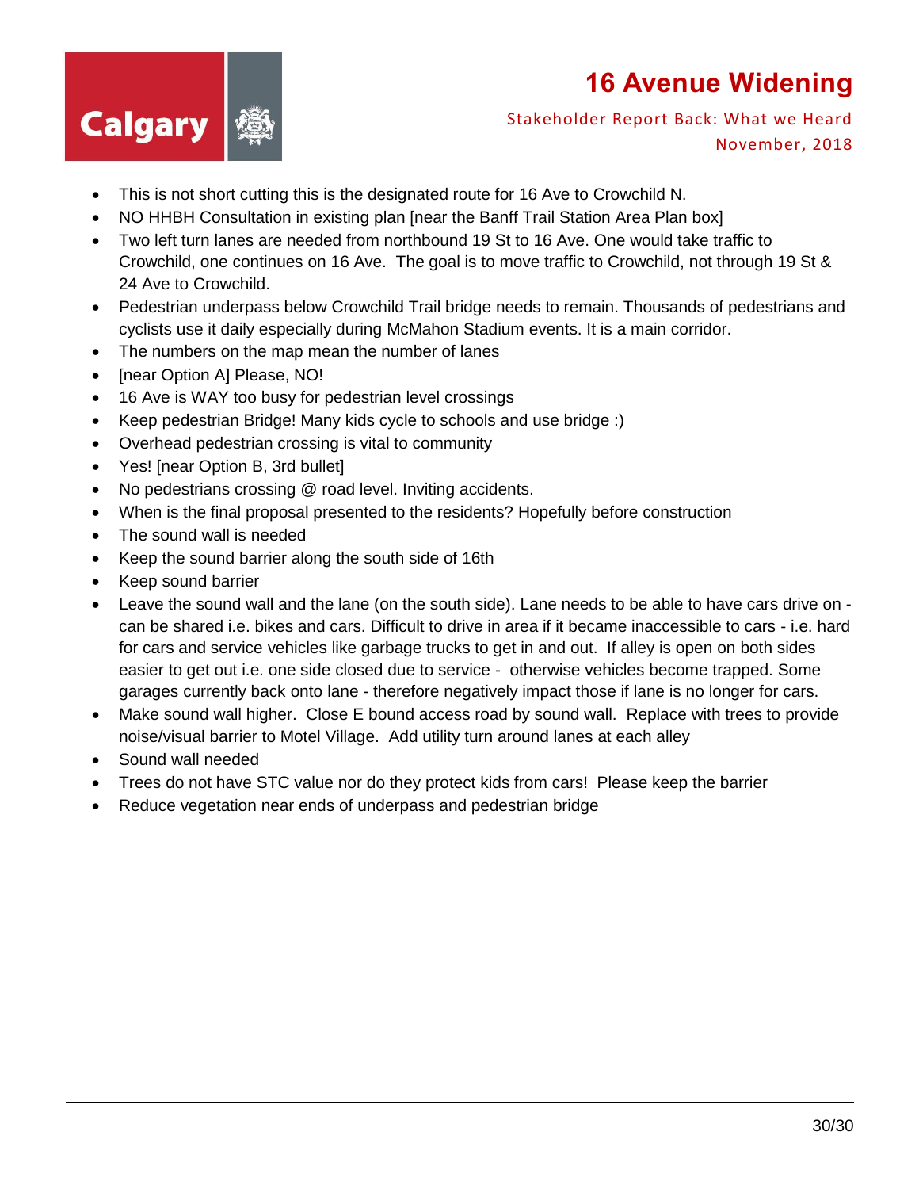- This is not short cutting this is the designated route for 16 Ave to Crowchild N.
- NO HHBH Consultation in existing plan [near the Banff Trail Station Area Plan box]
- Two left turn lanes are needed from northbound 19 St to 16 Ave. One would take traffic to Crowchild, one continues on 16 Ave. The goal is to move traffic to Crowchild, not through 19 St & 24 Ave to Crowchild.
- Pedestrian underpass below Crowchild Trail bridge needs to remain. Thousands of pedestrians and cyclists use it daily especially during McMahon Stadium events. It is a main corridor.
- The numbers on the map mean the number of lanes
- [near Option A] Please, NO!
- 16 Ave is WAY too busy for pedestrian level crossings
- Keep pedestrian Bridge! Many kids cycle to schools and use bridge :)
- Overhead pedestrian crossing is vital to community
- Yes! [near Option B, 3rd bullet]
- No pedestrians crossing @ road level. Inviting accidents.
- When is the final proposal presented to the residents? Hopefully before construction
- The sound wall is needed
- Keep the sound barrier along the south side of 16th
- Keep sound barrier
- Leave the sound wall and the lane (on the south side). Lane needs to be able to have cars drive on - can be shared i.e. bikes and cars. Difficult to drive in area if it became inaccessible to cars - i.e. hard for cars and service vehicles like garbage trucks to get in and out. If alley is open on both sides easier to get out i.e. one side closed due to service - otherwise vehicles become trapped. Some garages currently back onto lane - therefore negatively impact those if lane is no longer for cars.
- Make sound wall higher. Close E bound access road by sound wall. Replace with trees to provide noise/visual barrier to Motel Village. Add utility turn around lanes at each alley
- Sound wall needed
- Trees do not have STC value nor do they protect kids from cars! Please keep the barrier
- Reduce vegetation near ends of underpass and pedestrian bridge